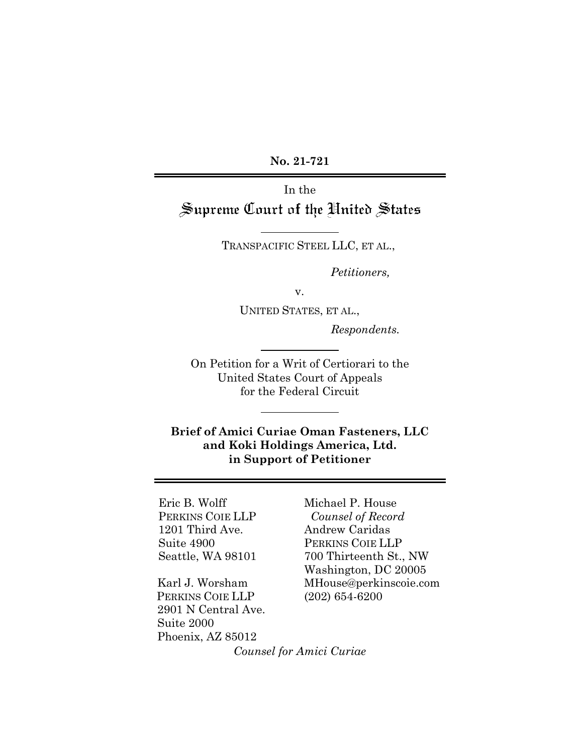**No. 21-721**

---

In the

# Supreme Court of the United States

---

TRANSPACIFIC STEEL LLC, ET AL.,

*Petitioners,*

v.

UNITED STATES, ET AL.,

*Respondents.*

---

On Petition for a Writ of Certiorari to the United States Court of Appeals for the Federal Circuit

---

**Brief of Amici Curiae Oman Fasteners, LLC and Koki Holdings America, Ltd. in Support of Petitioner**

---

Eric B. Wolff
PERKINS COIE LLP
1201 Third Ave.
Suite 4900
Seattle, WA 98101

Karl J. Worsham
PERKINS COIE LLP
2901 N Central Ave.
Suite 2000
Phoenix, AZ 85012

Michael P. House
*Counsel of Record*
Andrew Caridas
PERKINS COIE LLP
700 Thirteenth St., NW
Washington, DC 20005
MHouse@perkinscoie.com
(202) 654-6200

*Counsel for Amici Curiae*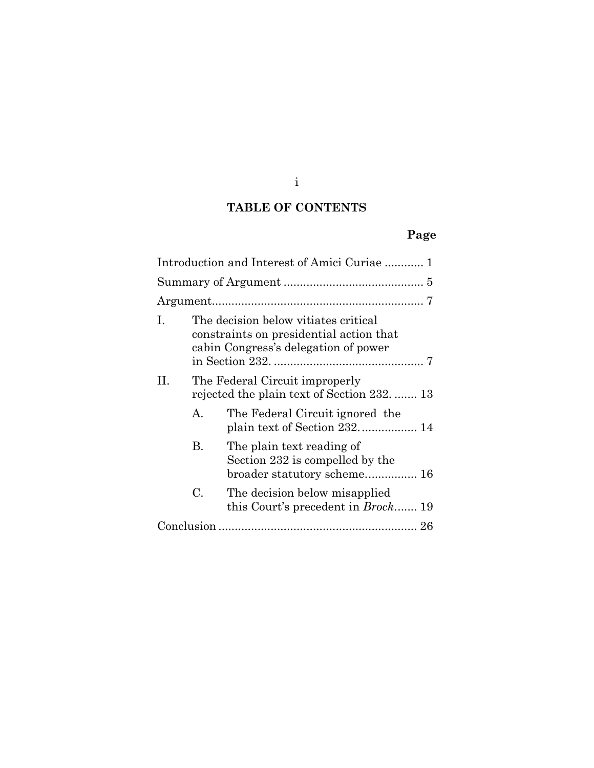# TABLE OF CONTENTS

**Page**

Introduction and Interest of Amici Curiae ............ 1

Summary of Argument ........................................... 5

Argument................................................................ 7

I. The decision below vitiates critical constraints on presidential action that cabin Congress's delegation of power in Section 232. .............................................. 7

II. The Federal Circuit improperly rejected the plain text of Section 232. ....... 13

   A. The Federal Circuit ignored the plain text of Section 232. ................. 14

   B. The plain text reading of Section 232 is compelled by the broader statutory scheme................ 16

   C. The decision below misapplied this Court's precedent in *Brock*....... 19

Conclusion ............................................................ 26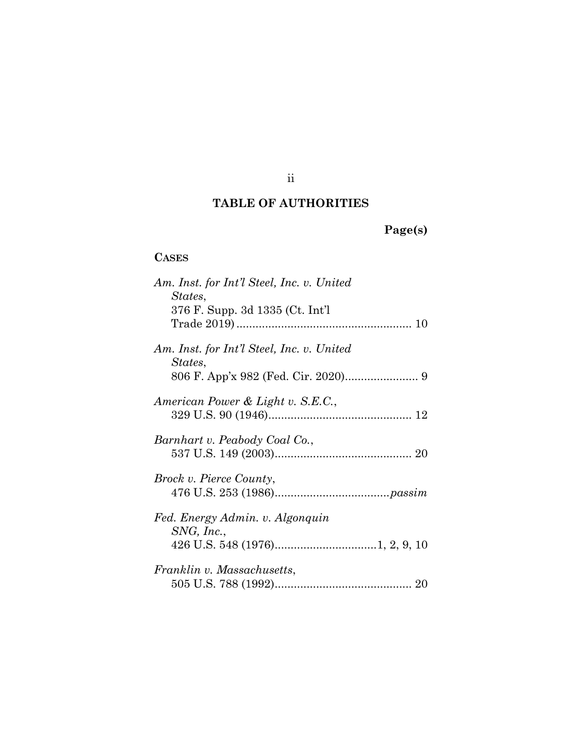# TABLE OF AUTHORITIES

**Page(s)**

**CASES**

*Am. Inst. for Int'l Steel, Inc. v. United States*, 376 F. Supp. 3d 1335 (Ct. Int'l Trade 2019) .......................................................... 10

*Am. Inst. for Int'l Steel, Inc. v. United States*, 806 F. App'x 982 (Fed. Cir. 2020)....................... 9

*American Power & Light v. S.E.C.*, 329 U.S. 90 (1946)............................................. 12

*Barnhart v. Peabody Coal Co.*, 537 U.S. 149 (2003)........................................... 20

*Brock v. Pierce County*, 476 U.S. 253 (1986)....................................*passim*

*Fed. Energy Admin. v. Algonquin SNG, Inc.*, 426 U.S. 548 (1976)................................1, 2, 9, 10

*Franklin v. Massachusetts*, 505 U.S. 788 (1992)........................................... 20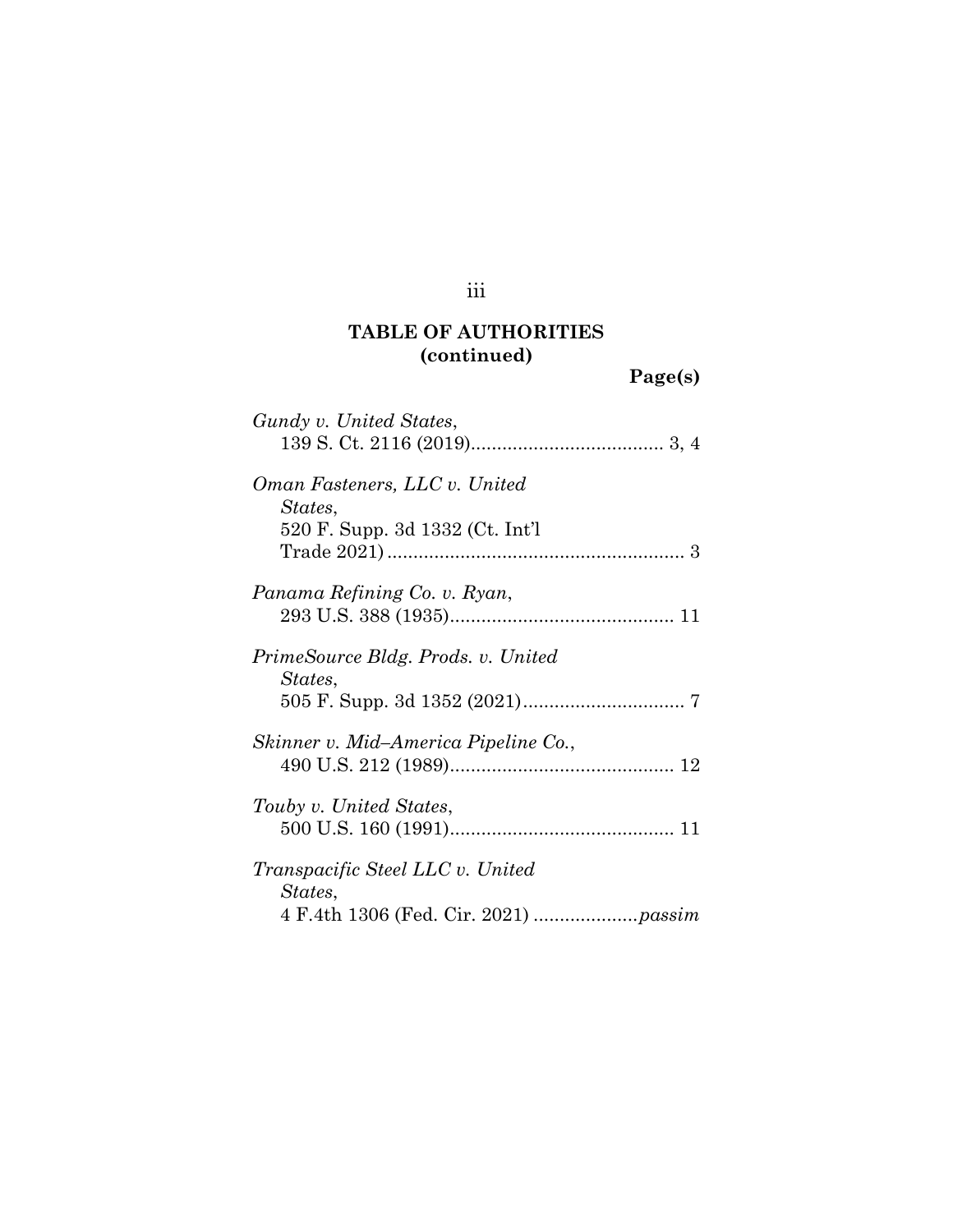**TABLE OF AUTHORITIES (continued)**

**Page(s)**

*Gundy v. United States*,
139 S. Ct. 2116 (2019)..................................... 3, 4

*Oman Fasteners, LLC v. United States*,
520 F. Supp. 3d 1332 (Ct. Int'l Trade 2021)......................................................... 3

*Panama Refining Co. v. Ryan*,
293 U.S. 388 (1935)........................................... 11

*PrimeSource Bldg. Prods. v. United States*,
505 F. Supp. 3d 1352 (2021)............................... 7

*Skinner v. Mid–America Pipeline Co.*,
490 U.S. 212 (1989)........................................... 12

*Touby v. United States*,
500 U.S. 160 (1991)........................................... 11

*Transpacific Steel LLC v. United States*,
4 F.4th 1306 (Fed. Cir. 2021) ....................*passim*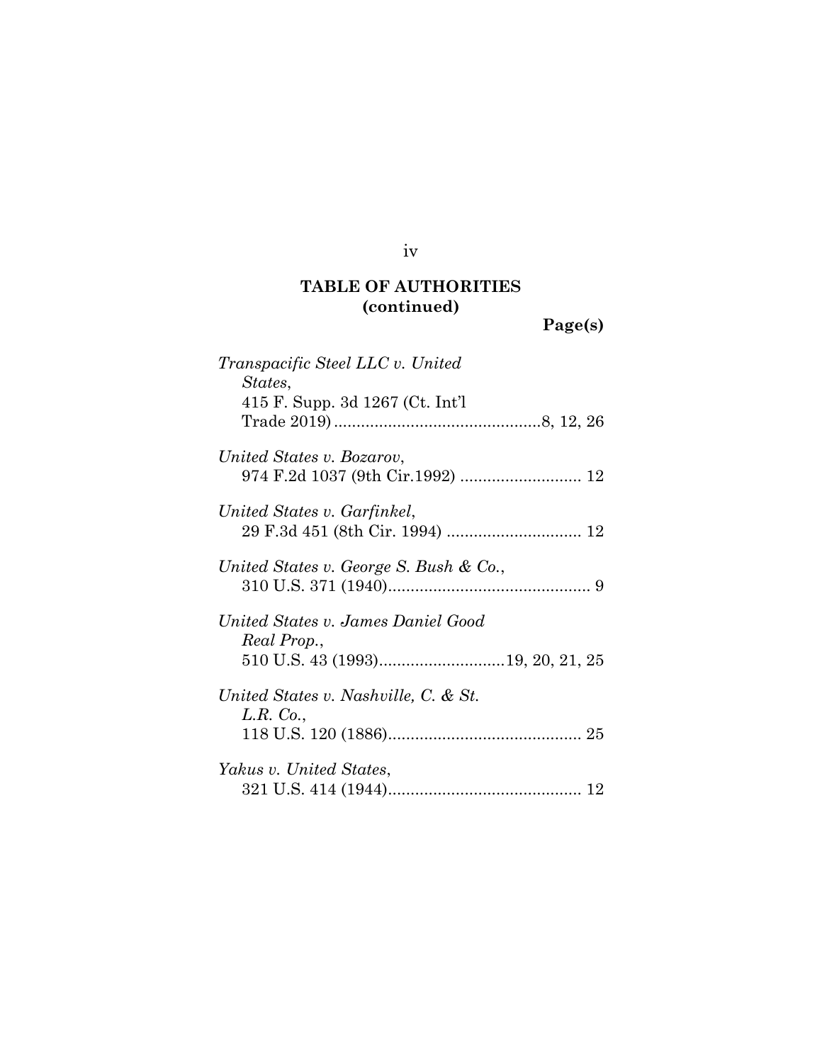## TABLE OF AUTHORITIES (continued)

**Page(s)**

*Transpacific Steel LLC v. United States*,
415 F. Supp. 3d 1267 (Ct. Int'l Trade 2019) .............................................8, 12, 26

*United States v. Bozarov*,
974 F.2d 1037 (9th Cir.1992) ........................... 12

*United States v. Garfinkel*,
29 F.3d 451 (8th Cir. 1994) .............................. 12

*United States v. George S. Bush & Co.*,
310 U.S. 371 (1940)............................................. 9

*United States v. James Daniel Good Real Prop.*,
510 U.S. 43 (1993)............................19, 20, 21, 25

*United States v. Nashville, C. & St. L.R. Co.*,
118 U.S. 120 (1886)........................................... 25

*Yakus v. United States*,
321 U.S. 414 (1944)........................................... 12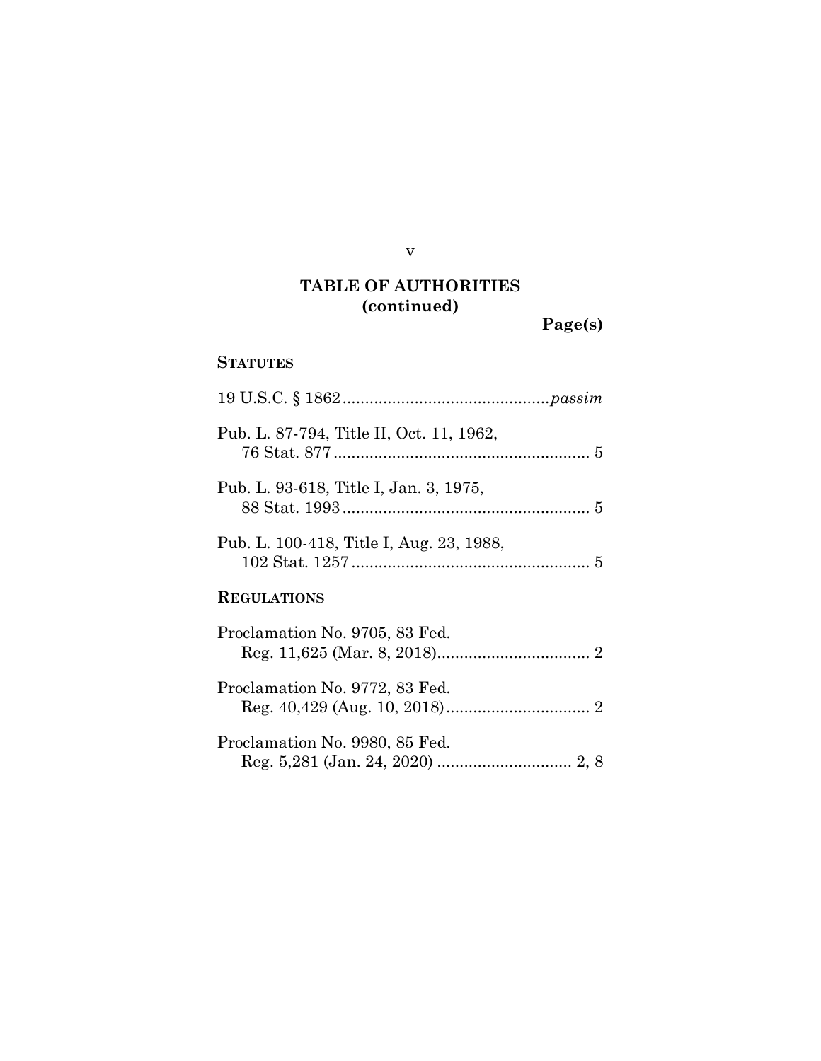## TABLE OF AUTHORITIES (continued)

Page(s)

### STATUTES

19 U.S.C. § 1862 ............................................. *passim*

Pub. L. 87-794, Title II, Oct. 11, 1962,
76 Stat. 877 ......................................................... 5

Pub. L. 93-618, Title I, Jan. 3, 1975,
88 Stat. 1993 ....................................................... 5

Pub. L. 100-418, Title I, Aug. 23, 1988,
102 Stat. 1257 ..................................................... 5

### REGULATIONS

Proclamation No. 9705, 83 Fed.
Reg. 11,625 (Mar. 8, 2018).................................. 2

Proclamation No. 9772, 83 Fed.
Reg. 40,429 (Aug. 10, 2018)................................ 2

Proclamation No. 9980, 85 Fed.
Reg. 5,281 (Jan. 24, 2020) .............................. 2, 8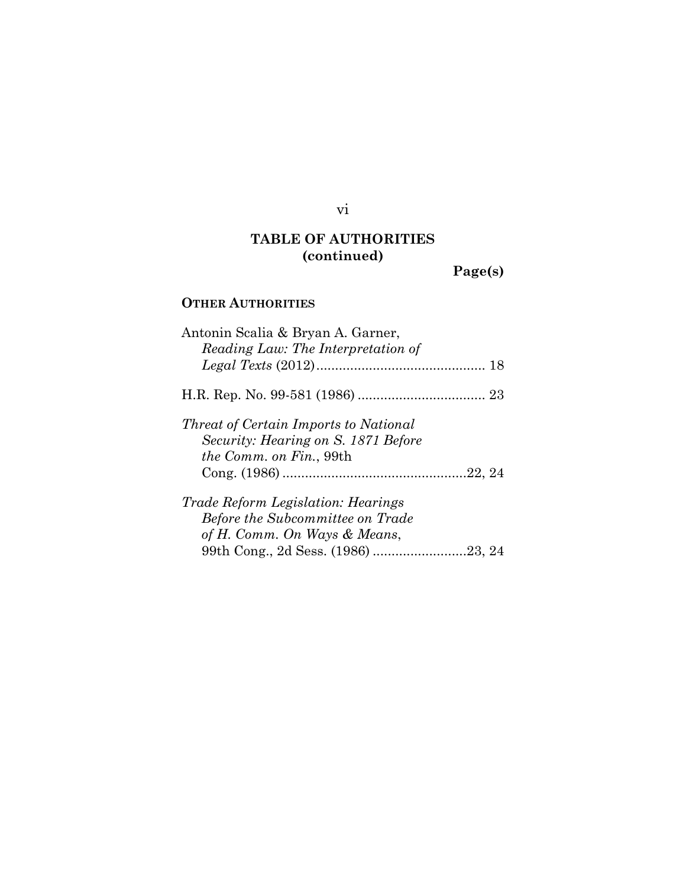**TABLE OF AUTHORITIES**
**(continued)**

**Page(s)**

**OTHER AUTHORITIES**

Antonin Scalia & Bryan A. Garner, *Reading Law: The Interpretation of Legal Texts* (2012) ............................................ 18

H.R. Rep. No. 99-581 (1986) .................................. 23

*Threat of Certain Imports to National Security: Hearing on S. 1871 Before the Comm. on Fin.*, 99th Cong. (1986) ................................................22, 24

*Trade Reform Legislation: Hearings Before the Subcommittee on Trade of H. Comm. On Ways & Means*, 99th Cong., 2d Sess. (1986) .........................23, 24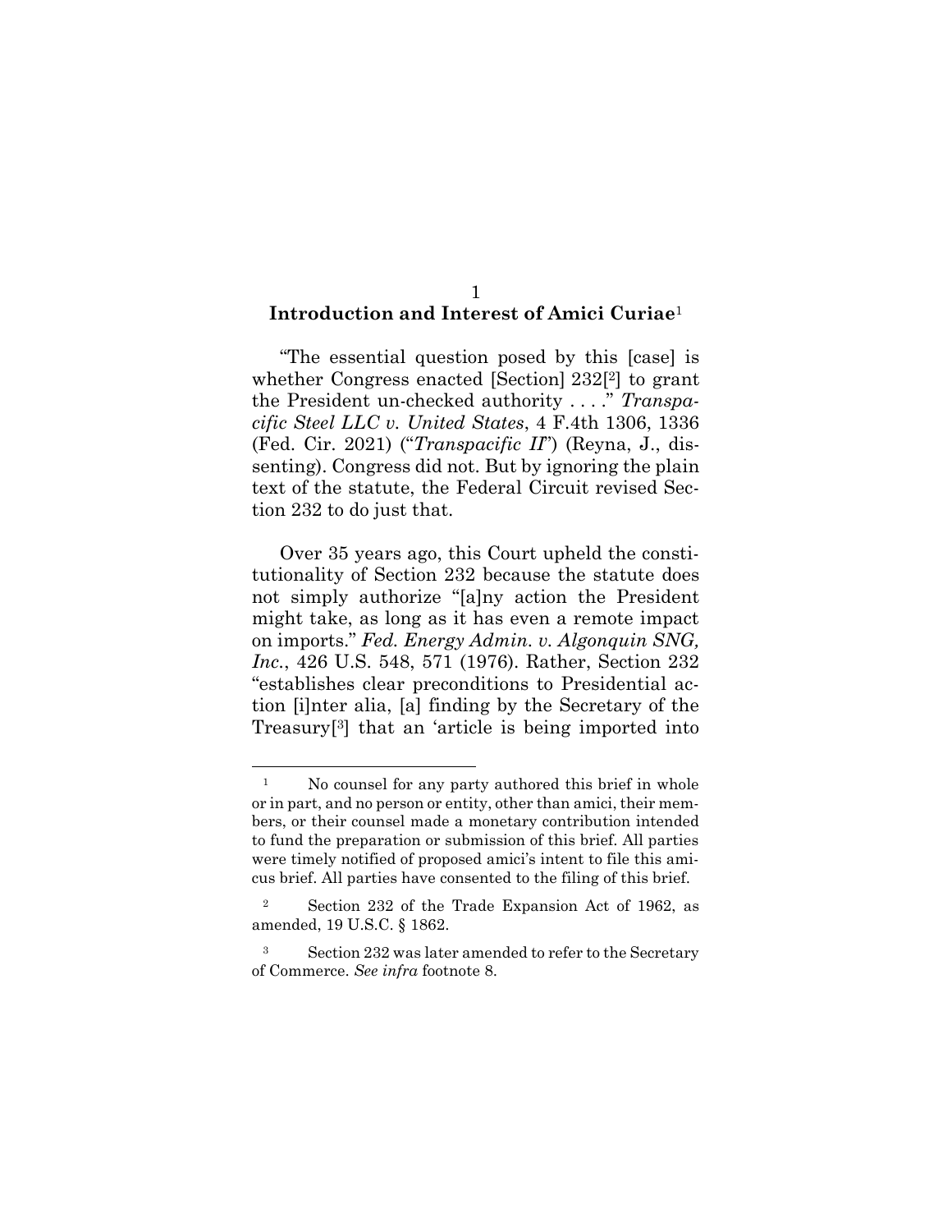## **Introduction and Interest of Amici Curiae**[1]

"The essential question posed by this [case] is whether Congress enacted [Section] 232[[2]] to grant the President un-checked authority . . . ." *Transpacific Steel LLC v. United States*, 4 F.4th 1306, 1336 (Fed. Cir. 2021) ("*Transpacific II*") (Reyna, J., dissenting). Congress did not. But by ignoring the plain text of the statute, the Federal Circuit revised Section 232 to do just that.

Over 35 years ago, this Court upheld the constitutionality of Section 232 because the statute does not simply authorize "[a]ny action the President might take, as long as it has even a remote impact on imports." *Fed. Energy Admin. v. Algonquin SNG, Inc.*, 426 U.S. 548, 571 (1976). Rather, Section 232 "establishes clear preconditions to Presidential action [i]nter alia, [a] finding by the Secretary of the Treasury[[3]] that an 'article is being imported into

---

[1] No counsel for any party authored this brief in whole or in part, and no person or entity, other than amici, their members, or their counsel made a monetary contribution intended to fund the preparation or submission of this brief. All parties were timely notified of proposed amici's intent to file this amicus brief. All parties have consented to the filing of this brief.

[2] Section 232 of the Trade Expansion Act of 1962, as amended, 19 U.S.C. § 1862.

[3] Section 232 was later amended to refer to the Secretary of Commerce. *See infra* footnote 8.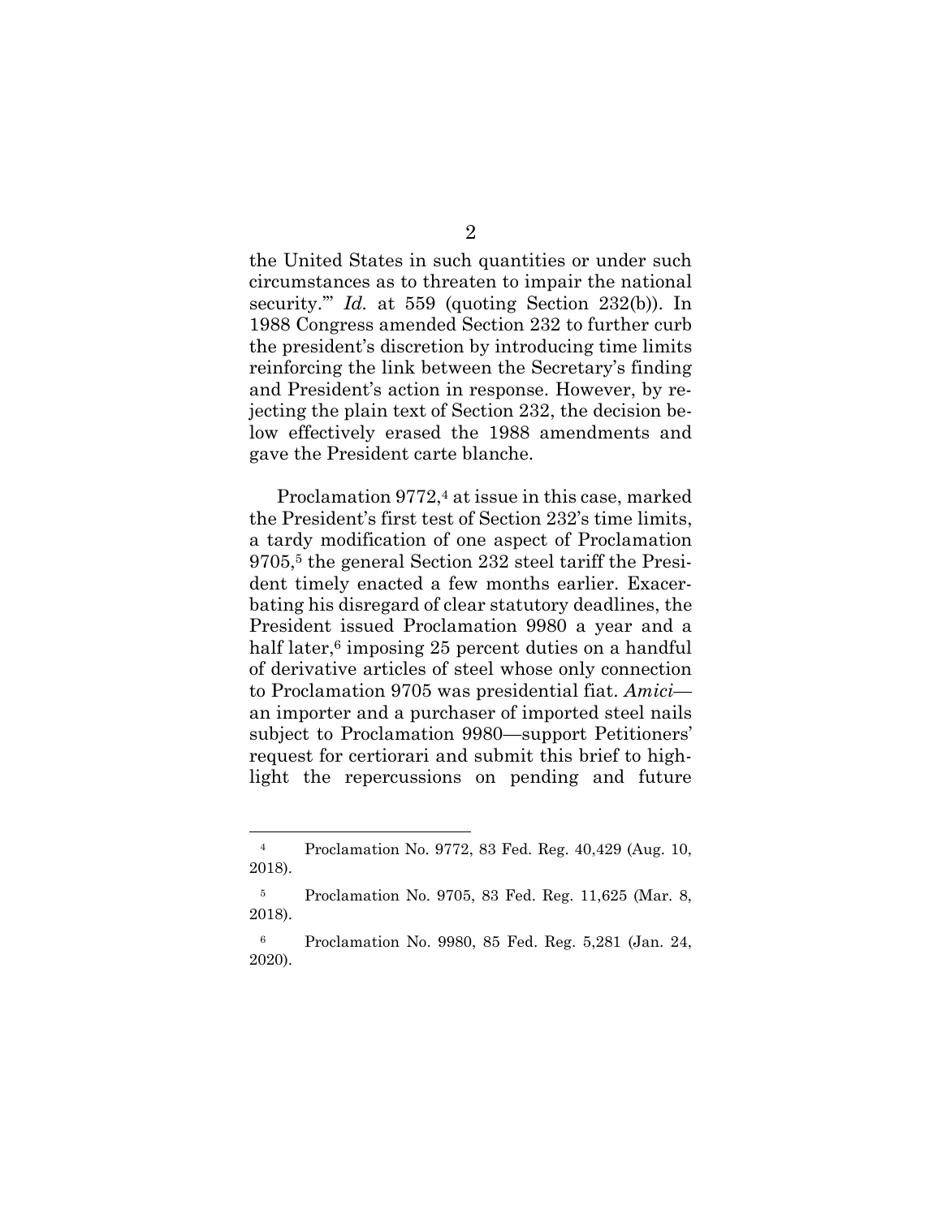the United States in such quantities or under such circumstances as to threaten to impair the national security.'" *Id.* at 559 (quoting Section 232(b)). In 1988 Congress amended Section 232 to further curb the president's discretion by introducing time limits reinforcing the link between the Secretary's finding and President's action in response. However, by rejecting the plain text of Section 232, the decision below effectively erased the 1988 amendments and gave the President carte blanche.

Proclamation 9772,[4] at issue in this case, marked the President's first test of Section 232's time limits, a tardy modification of one aspect of Proclamation 9705,[5] the general Section 232 steel tariff the President timely enacted a few months earlier. Exacerbating his disregard of clear statutory deadlines, the President issued Proclamation 9980 a year and a half later,[6] imposing 25 percent duties on a handful of derivative articles of steel whose only connection to Proclamation 9705 was presidential fiat. *Amici*—an importer and a purchaser of imported steel nails subject to Proclamation 9980—support Petitioners' request for certiorari and submit this brief to highlight the repercussions on pending and future

---

[4] Proclamation No. 9772, 83 Fed. Reg. 40,429 (Aug. 10, 2018).

[5] Proclamation No. 9705, 83 Fed. Reg. 11,625 (Mar. 8, 2018).

[6] Proclamation No. 9980, 85 Fed. Reg. 5,281 (Jan. 24, 2020).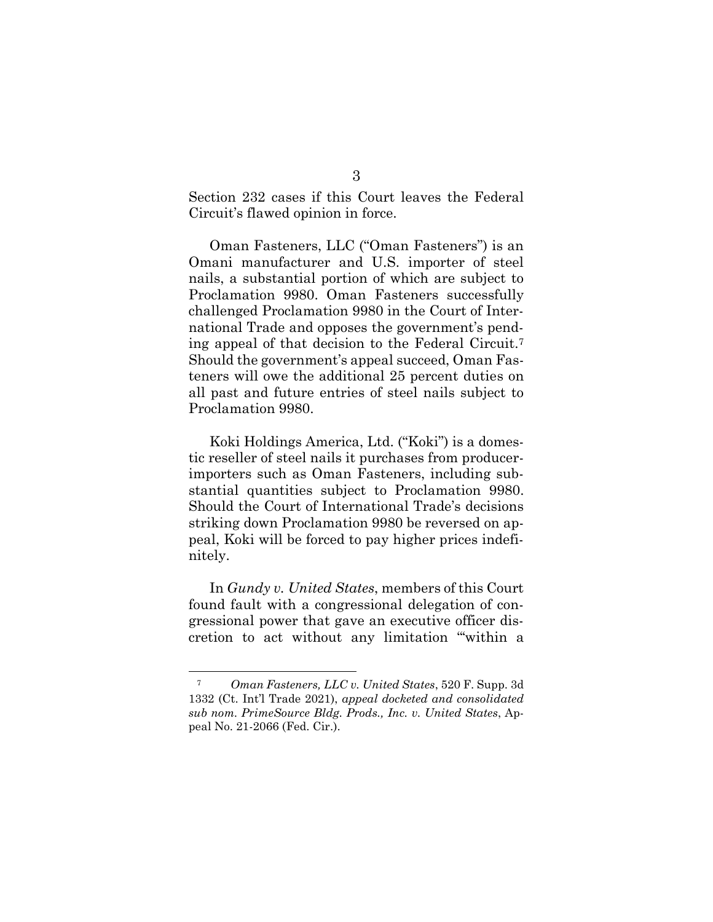Section 232 cases if this Court leaves the Federal Circuit's flawed opinion in force.

Oman Fasteners, LLC ("Oman Fasteners") is an Omani manufacturer and U.S. importer of steel nails, a substantial portion of which are subject to Proclamation 9980. Oman Fasteners successfully challenged Proclamation 9980 in the Court of International Trade and opposes the government's pending appeal of that decision to the Federal Circuit.[7] Should the government's appeal succeed, Oman Fasteners will owe the additional 25 percent duties on all past and future entries of steel nails subject to Proclamation 9980.

Koki Holdings America, Ltd. ("Koki") is a domestic reseller of steel nails it purchases from producer-importers such as Oman Fasteners, including substantial quantities subject to Proclamation 9980. Should the Court of International Trade's decisions striking down Proclamation 9980 be reversed on appeal, Koki will be forced to pay higher prices indefinitely.

In *Gundy v. United States*, members of this Court found fault with a congressional delegation of congressional power that gave an executive officer discretion to act without any limitation "'within a

---

[7] *Oman Fasteners, LLC v. United States*, 520 F. Supp. 3d 1332 (Ct. Int'l Trade 2021), *appeal docketed and consolidated sub nom. PrimeSource Bldg. Prods., Inc. v. United States*, Appeal No. 21-2066 (Fed. Cir.).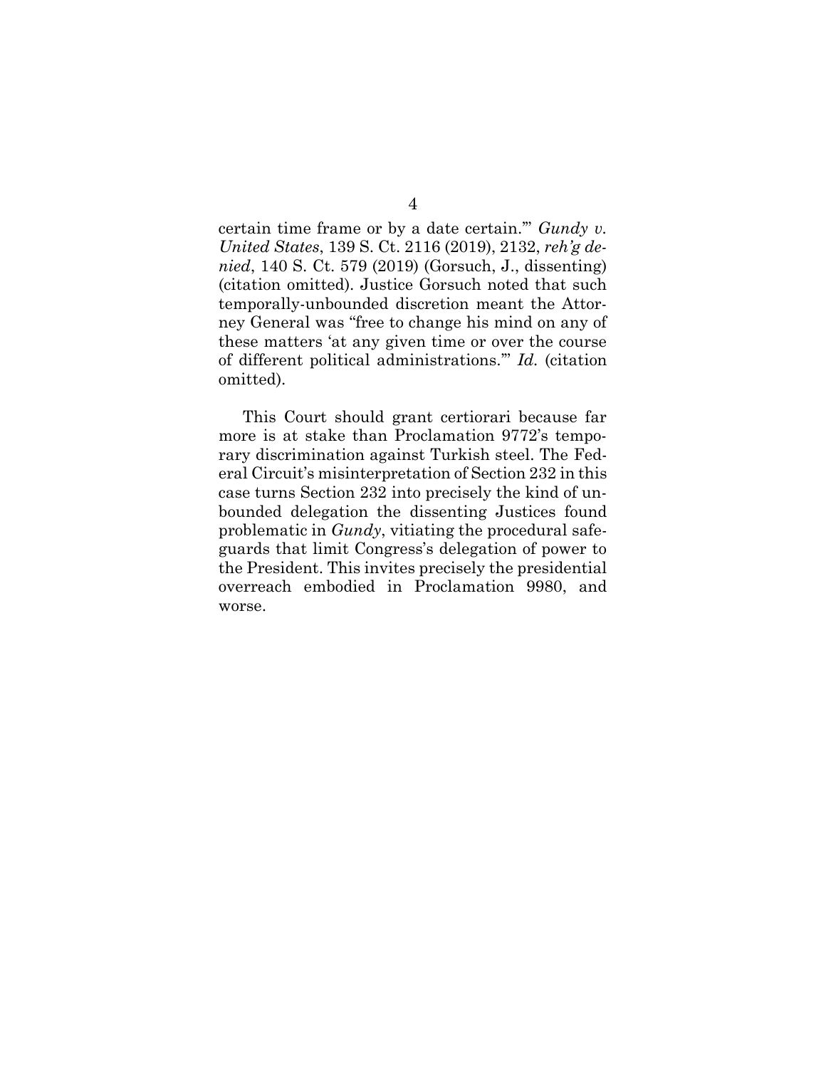certain time frame or by a date certain.'" *Gundy v. United States*, 139 S. Ct. 2116 (2019), 2132, *reh'g denied*, 140 S. Ct. 579 (2019) (Gorsuch, J., dissenting) (citation omitted). Justice Gorsuch noted that such temporally-unbounded discretion meant the Attorney General was "free to change his mind on any of these matters 'at any given time or over the course of different political administrations.'" *Id.* (citation omitted).

This Court should grant certiorari because far more is at stake than Proclamation 9772's temporary discrimination against Turkish steel. The Federal Circuit's misinterpretation of Section 232 in this case turns Section 232 into precisely the kind of unbounded delegation the dissenting Justices found problematic in *Gundy*, vitiating the procedural safeguards that limit Congress's delegation of power to the President. This invites precisely the presidential overreach embodied in Proclamation 9980, and worse.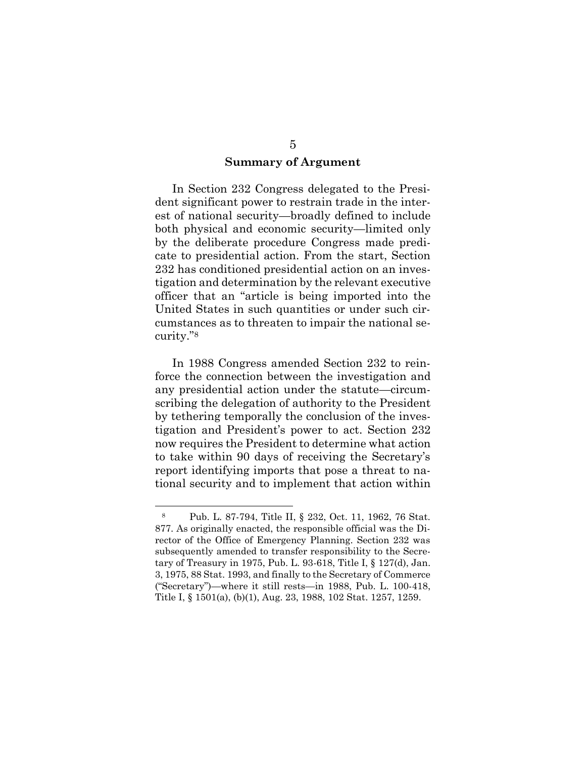## Summary of Argument

In Section 232 Congress delegated to the President significant power to restrain trade in the interest of national security—broadly defined to include both physical and economic security—limited only by the deliberate procedure Congress made predicate to presidential action. From the start, Section 232 has conditioned presidential action on an investigation and determination by the relevant executive officer that an "article is being imported into the United States in such quantities or under such circumstances as to threaten to impair the national security."[8]

In 1988 Congress amended Section 232 to reinforce the connection between the investigation and any presidential action under the statute—circumscribing the delegation of authority to the President by tethering temporally the conclusion of the investigation and President's power to act. Section 232 now requires the President to determine what action to take within 90 days of receiving the Secretary's report identifying imports that pose a threat to national security and to implement that action within

---

[8] Pub. L. 87-794, Title II, § 232, Oct. 11, 1962, 76 Stat. 877. As originally enacted, the responsible official was the Director of the Office of Emergency Planning. Section 232 was subsequently amended to transfer responsibility to the Secretary of Treasury in 1975, Pub. L. 93-618, Title I, § 127(d), Jan. 3, 1975, 88 Stat. 1993, and finally to the Secretary of Commerce ("Secretary")—where it still rests—in 1988, Pub. L. 100-418, Title I, § 1501(a), (b)(1), Aug. 23, 1988, 102 Stat. 1257, 1259.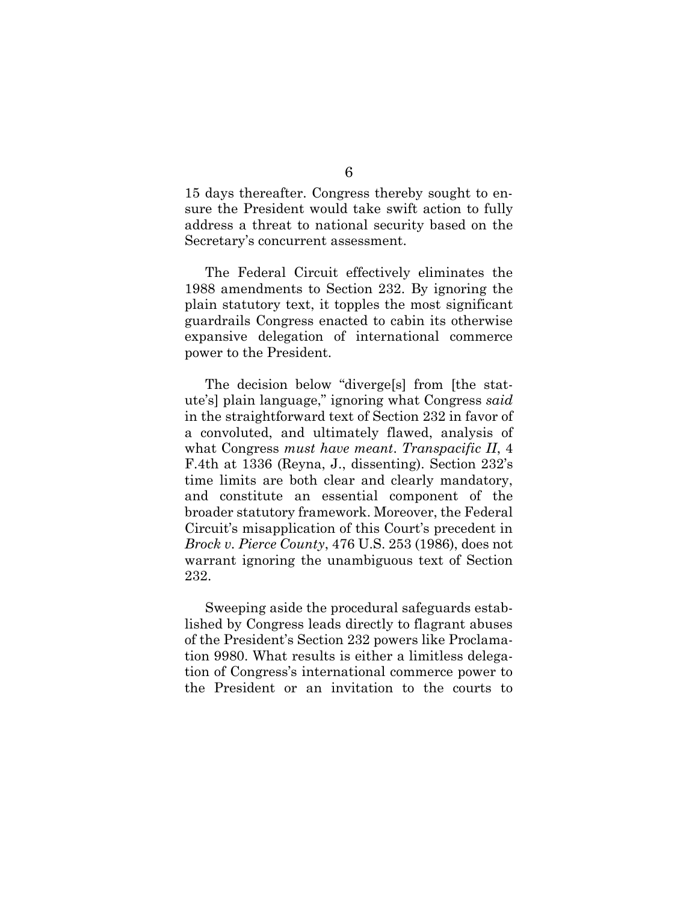15 days thereafter. Congress thereby sought to ensure the President would take swift action to fully address a threat to national security based on the Secretary's concurrent assessment.

The Federal Circuit effectively eliminates the 1988 amendments to Section 232. By ignoring the plain statutory text, it topples the most significant guardrails Congress enacted to cabin its otherwise expansive delegation of international commerce power to the President.

The decision below "diverge[s] from [the statute's] plain language," ignoring what Congress *said* in the straightforward text of Section 232 in favor of a convoluted, and ultimately flawed, analysis of what Congress *must have meant*. *Transpacific II*, 4 F.4th at 1336 (Reyna, J., dissenting). Section 232's time limits are both clear and clearly mandatory, and constitute an essential component of the broader statutory framework. Moreover, the Federal Circuit's misapplication of this Court's precedent in *Brock v. Pierce County*, 476 U.S. 253 (1986), does not warrant ignoring the unambiguous text of Section 232.

Sweeping aside the procedural safeguards established by Congress leads directly to flagrant abuses of the President's Section 232 powers like Proclamation 9980. What results is either a limitless delegation of Congress's international commerce power to the President or an invitation to the courts to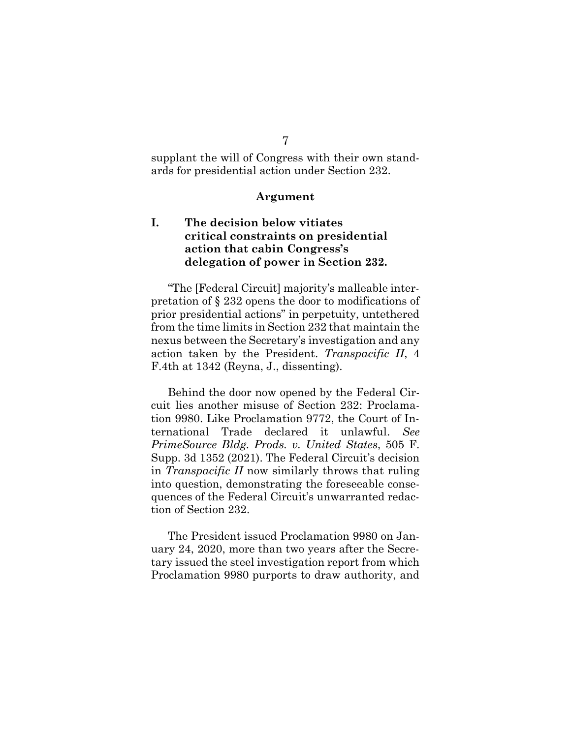supplant the will of Congress with their own standards for presidential action under Section 232.

## Argument

### I. The decision below vitiates critical constraints on presidential action that cabin Congress's delegation of power in Section 232.

"The [Federal Circuit] majority's malleable interpretation of § 232 opens the door to modifications of prior presidential actions" in perpetuity, untethered from the time limits in Section 232 that maintain the nexus between the Secretary's investigation and any action taken by the President. *Transpacific II*, 4 F.4th at 1342 (Reyna, J., dissenting).

Behind the door now opened by the Federal Circuit lies another misuse of Section 232: Proclamation 9980. Like Proclamation 9772, the Court of International Trade declared it unlawful. *See PrimeSource Bldg. Prods. v. United States*, 505 F. Supp. 3d 1352 (2021). The Federal Circuit's decision in *Transpacific II* now similarly throws that ruling into question, demonstrating the foreseeable consequences of the Federal Circuit's unwarranted redaction of Section 232.

The President issued Proclamation 9980 on January 24, 2020, more than two years after the Secretary issued the steel investigation report from which Proclamation 9980 purports to draw authority, and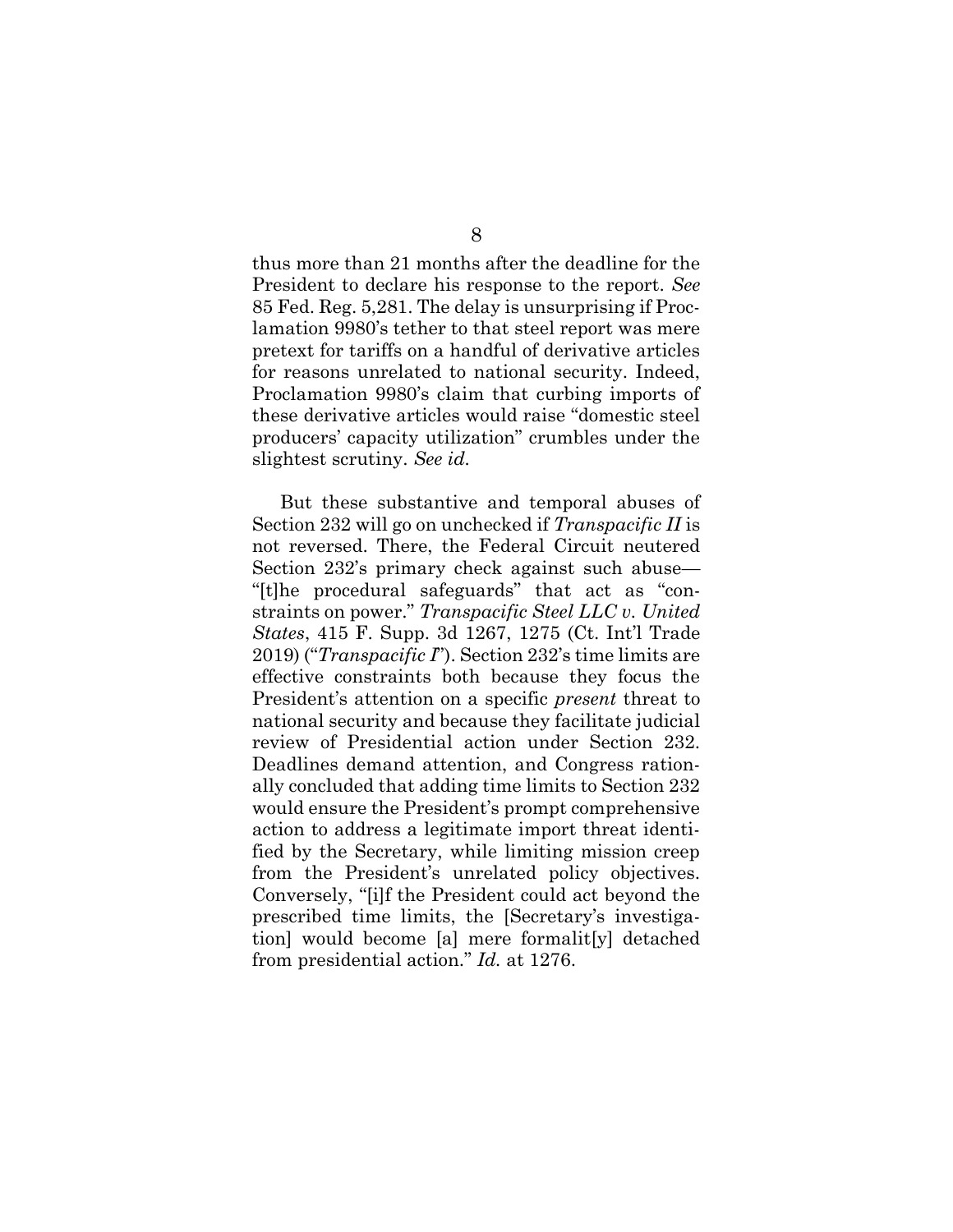thus more than 21 months after the deadline for the President to declare his response to the report. *See* 85 Fed. Reg. 5,281. The delay is unsurprising if Proclamation 9980's tether to that steel report was mere pretext for tariffs on a handful of derivative articles for reasons unrelated to national security. Indeed, Proclamation 9980's claim that curbing imports of these derivative articles would raise "domestic steel producers' capacity utilization" crumbles under the slightest scrutiny. *See id.*

But these substantive and temporal abuses of Section 232 will go on unchecked if *Transpacific II* is not reversed. There, the Federal Circuit neutered Section 232's primary check against such abuse—"[t]he procedural safeguards" that act as "constraints on power." *Transpacific Steel LLC v. United States*, 415 F. Supp. 3d 1267, 1275 (Ct. Int'l Trade 2019) ("*Transpacific I*"). Section 232's time limits are effective constraints both because they focus the President's attention on a specific *present* threat to national security and because they facilitate judicial review of Presidential action under Section 232. Deadlines demand attention, and Congress rationally concluded that adding time limits to Section 232 would ensure the President's prompt comprehensive action to address a legitimate import threat identified by the Secretary, while limiting mission creep from the President's unrelated policy objectives. Conversely, "[i]f the President could act beyond the prescribed time limits, the [Secretary's investigation] would become [a] mere formalit[y] detached from presidential action." *Id.* at 1276.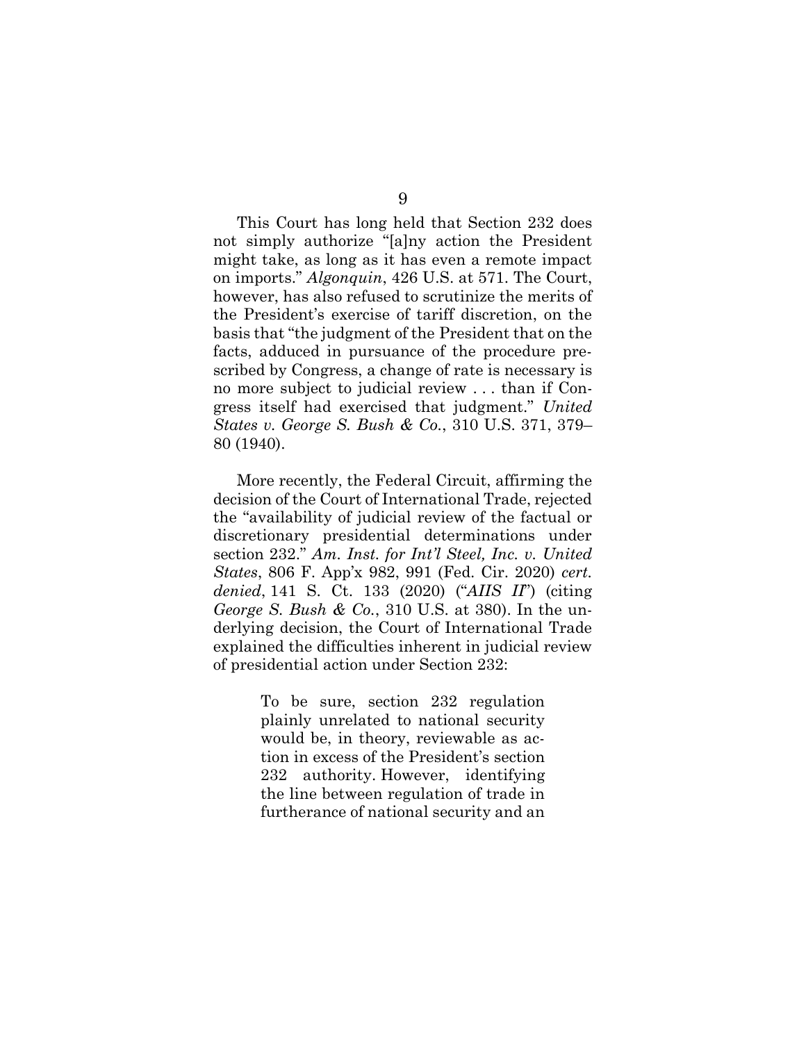This Court has long held that Section 232 does not simply authorize "[a]ny action the President might take, as long as it has even a remote impact on imports." *Algonquin*, 426 U.S. at 571. The Court, however, has also refused to scrutinize the merits of the President's exercise of tariff discretion, on the basis that "the judgment of the President that on the facts, adduced in pursuance of the procedure prescribed by Congress, a change of rate is necessary is no more subject to judicial review . . . than if Congress itself had exercised that judgment." *United States v. George S. Bush & Co.*, 310 U.S. 371, 379–80 (1940).

More recently, the Federal Circuit, affirming the decision of the Court of International Trade, rejected the "availability of judicial review of the factual or discretionary presidential determinations under section 232." *Am. Inst. for Int'l Steel, Inc. v. United States*, 806 F. App'x 982, 991 (Fed. Cir. 2020) *cert. denied*, 141 S. Ct. 133 (2020) ("*AIIS II*") (citing *George S. Bush & Co.*, 310 U.S. at 380). In the underlying decision, the Court of International Trade explained the difficulties inherent in judicial review of presidential action under Section 232:

> To be sure, section 232 regulation plainly unrelated to national security would be, in theory, reviewable as action in excess of the President's section 232 authority. However, identifying the line between regulation of trade in furtherance of national security and an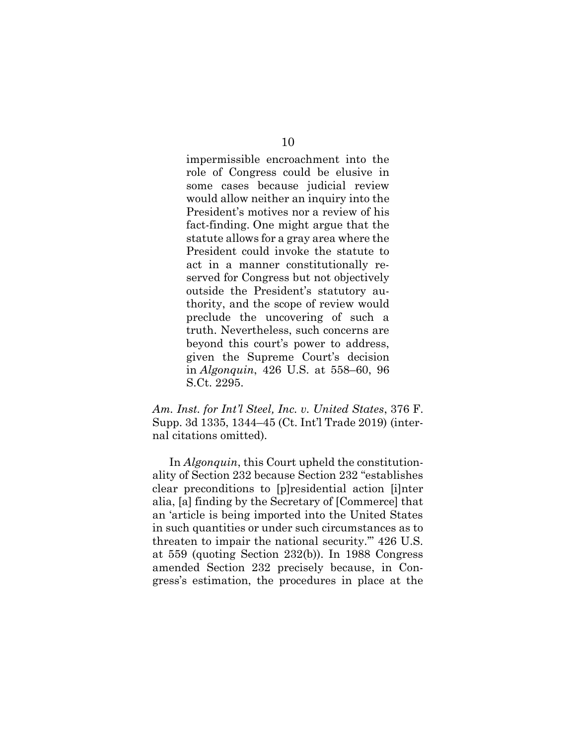> impermissible encroachment into the role of Congress could be elusive in some cases because judicial review would allow neither an inquiry into the President's motives nor a review of his fact-finding. One might argue that the statute allows for a gray area where the President could invoke the statute to act in a manner constitutionally reserved for Congress but not objectively outside the President's statutory authority, and the scope of review would preclude the uncovering of such a truth. Nevertheless, such concerns are beyond this court's power to address, given the Supreme Court's decision in *Algonquin*, 426 U.S. at 558–60, 96 S.Ct. 2295.

*Am. Inst. for Int'l Steel, Inc. v. United States*, 376 F. Supp. 3d 1335, 1344–45 (Ct. Int'l Trade 2019) (internal citations omitted).

In *Algonquin*, this Court upheld the constitutionality of Section 232 because Section 232 "establishes clear preconditions to [p]residential action [i]nter alia, [a] finding by the Secretary of [Commerce] that an 'article is being imported into the United States in such quantities or under such circumstances as to threaten to impair the national security.'" 426 U.S. at 559 (quoting Section 232(b)). In 1988 Congress amended Section 232 precisely because, in Congress's estimation, the procedures in place at the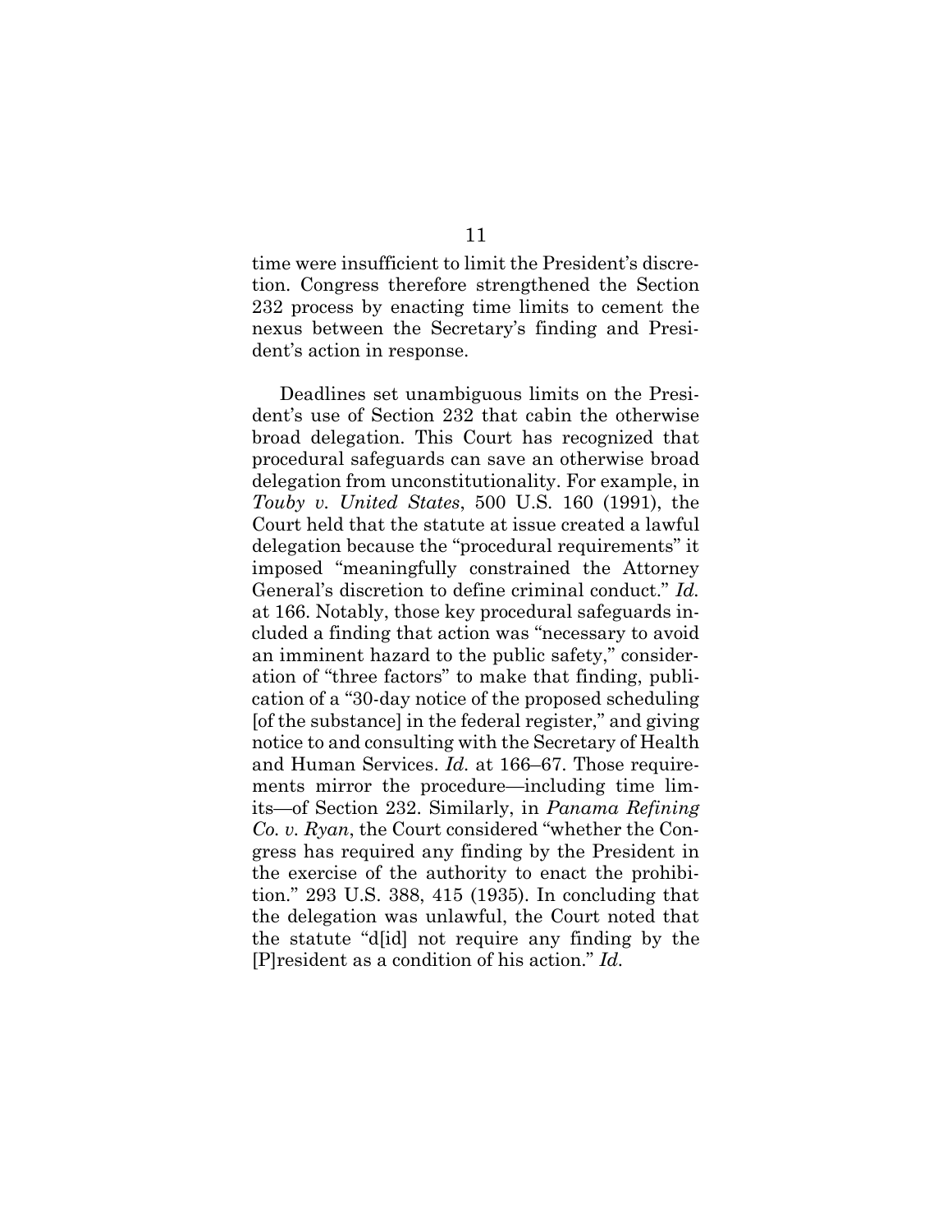time were insufficient to limit the President's discretion. Congress therefore strengthened the Section 232 process by enacting time limits to cement the nexus between the Secretary's finding and President's action in response.

Deadlines set unambiguous limits on the President's use of Section 232 that cabin the otherwise broad delegation. This Court has recognized that procedural safeguards can save an otherwise broad delegation from unconstitutionality. For example, in *Touby v. United States*, 500 U.S. 160 (1991), the Court held that the statute at issue created a lawful delegation because the "procedural requirements" it imposed "meaningfully constrained the Attorney General's discretion to define criminal conduct." *Id.* at 166. Notably, those key procedural safeguards included a finding that action was "necessary to avoid an imminent hazard to the public safety," consideration of "three factors" to make that finding, publication of a "30-day notice of the proposed scheduling [of the substance] in the federal register," and giving notice to and consulting with the Secretary of Health and Human Services. *Id.* at 166–67. Those requirements mirror the procedure—including time limits—of Section 232. Similarly, in *Panama Refining Co. v. Ryan*, the Court considered "whether the Congress has required any finding by the President in the exercise of the authority to enact the prohibition." 293 U.S. 388, 415 (1935). In concluding that the delegation was unlawful, the Court noted that the statute "d[id] not require any finding by the [P]resident as a condition of his action." *Id.*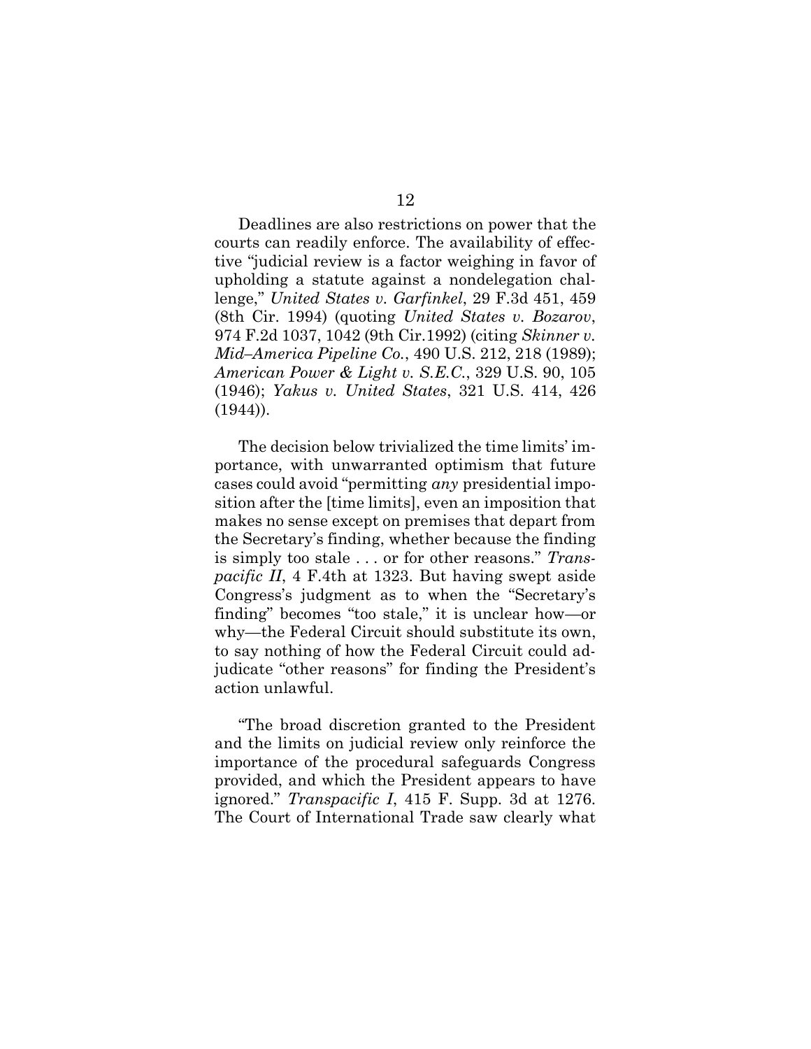Deadlines are also restrictions on power that the courts can readily enforce. The availability of effective "judicial review is a factor weighing in favor of upholding a statute against a nondelegation challenge," *United States v. Garfinkel*, 29 F.3d 451, 459 (8th Cir. 1994) (quoting *United States v. Bozarov*, 974 F.2d 1037, 1042 (9th Cir.1992) (citing *Skinner v. Mid–America Pipeline Co.*, 490 U.S. 212, 218 (1989); *American Power & Light v. S.E.C.*, 329 U.S. 90, 105 (1946); *Yakus v. United States*, 321 U.S. 414, 426 (1944)).

The decision below trivialized the time limits' importance, with unwarranted optimism that future cases could avoid "permitting *any* presidential imposition after the [time limits], even an imposition that makes no sense except on premises that depart from the Secretary's finding, whether because the finding is simply too stale . . . or for other reasons." *Transpacific II*, 4 F.4th at 1323. But having swept aside Congress's judgment as to when the "Secretary's finding" becomes "too stale," it is unclear how—or why—the Federal Circuit should substitute its own, to say nothing of how the Federal Circuit could adjudicate "other reasons" for finding the President's action unlawful.

"The broad discretion granted to the President and the limits on judicial review only reinforce the importance of the procedural safeguards Congress provided, and which the President appears to have ignored." *Transpacific I*, 415 F. Supp. 3d at 1276. The Court of International Trade saw clearly what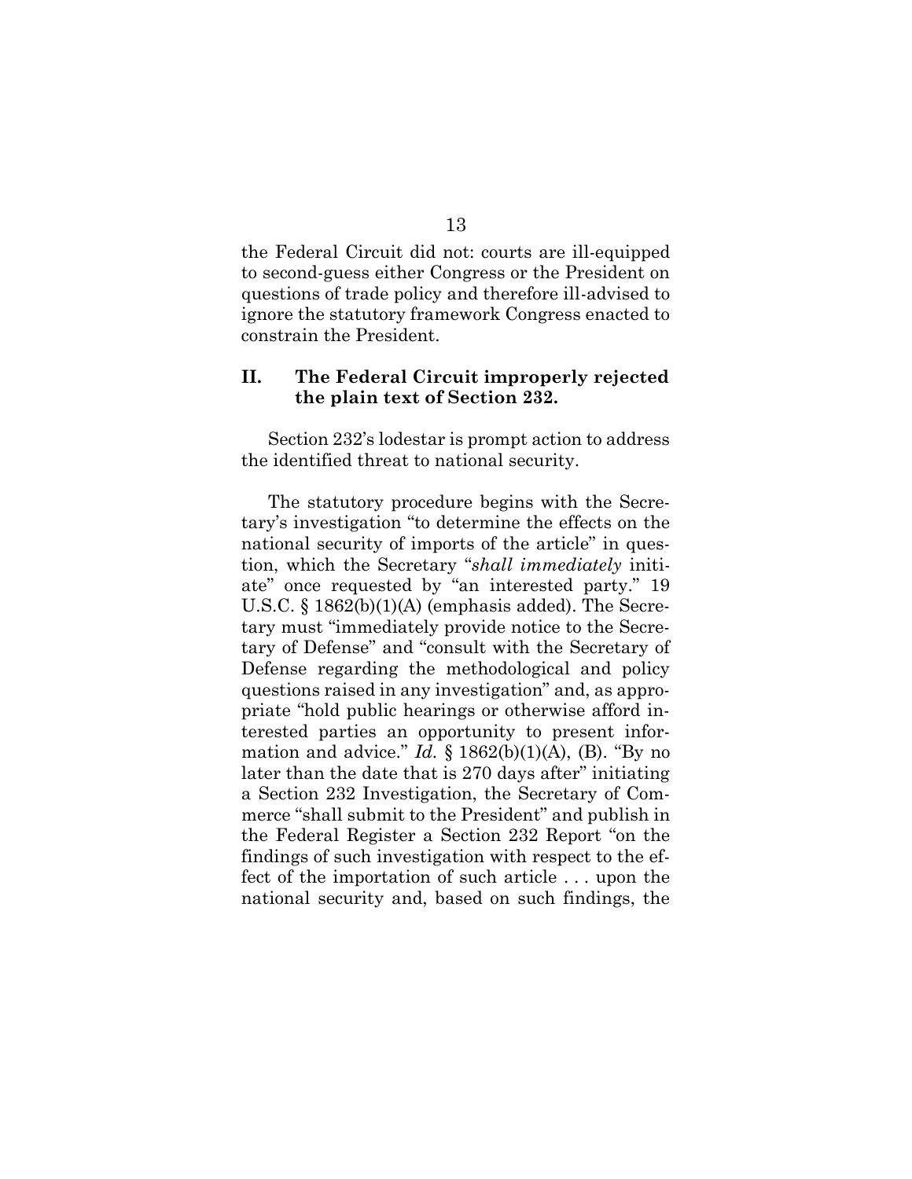the Federal Circuit did not: courts are ill-equipped to second-guess either Congress or the President on questions of trade policy and therefore ill-advised to ignore the statutory framework Congress enacted to constrain the President.

## II. The Federal Circuit improperly rejected the plain text of Section 232.

Section 232's lodestar is prompt action to address the identified threat to national security.

The statutory procedure begins with the Secretary's investigation "to determine the effects on the national security of imports of the article" in question, which the Secretary "*shall immediately* initiate" once requested by "an interested party." 19 U.S.C. § 1862(b)(1)(A) (emphasis added). The Secretary must "immediately provide notice to the Secretary of Defense" and "consult with the Secretary of Defense regarding the methodological and policy questions raised in any investigation" and, as appropriate "hold public hearings or otherwise afford interested parties an opportunity to present information and advice." *Id.* § 1862(b)(1)(A), (B). "By no later than the date that is 270 days after" initiating a Section 232 Investigation, the Secretary of Commerce "shall submit to the President" and publish in the Federal Register a Section 232 Report "on the findings of such investigation with respect to the effect of the importation of such article . . . upon the national security and, based on such findings, the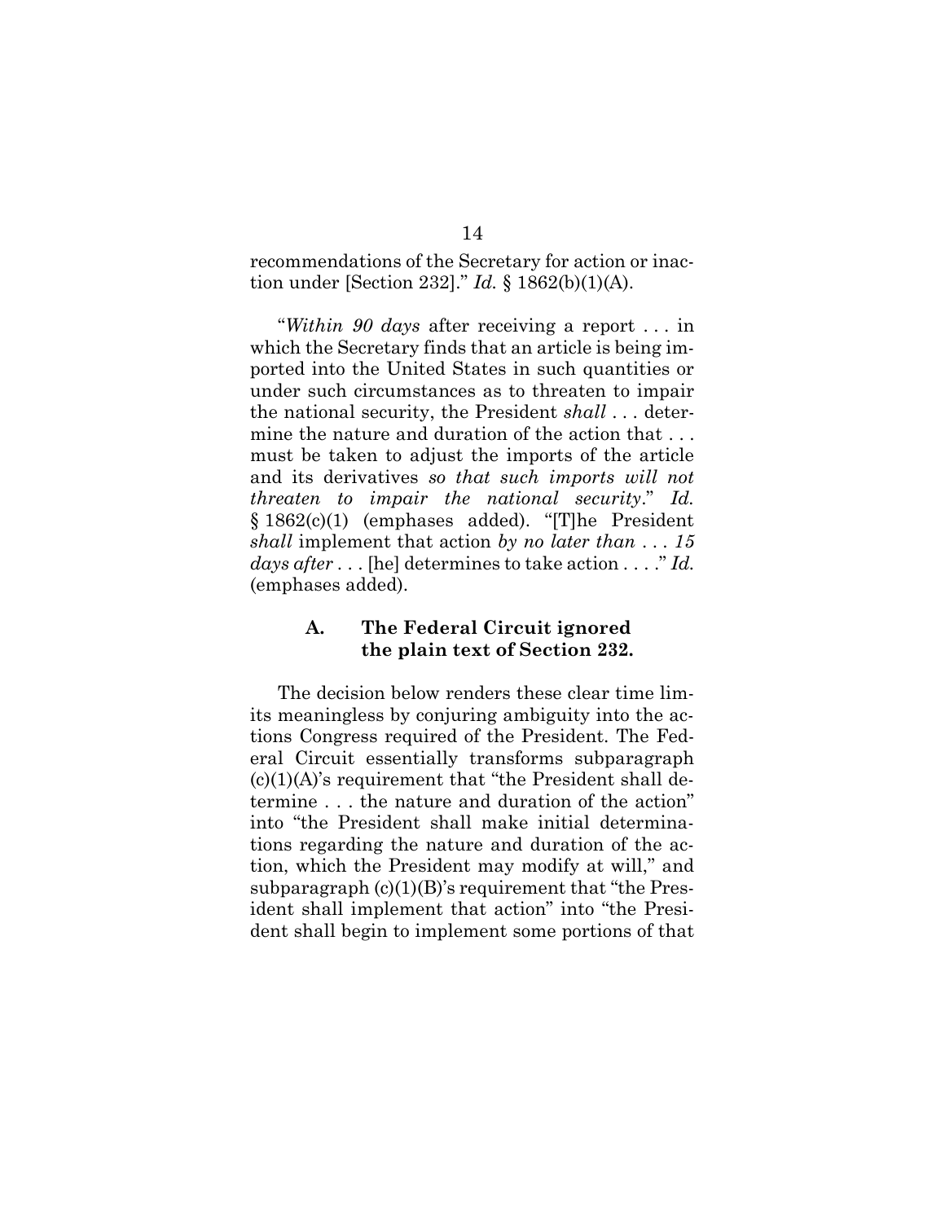recommendations of the Secretary for action or inaction under [Section 232]." *Id.* § 1862(b)(1)(A).

"*Within 90 days* after receiving a report . . . in which the Secretary finds that an article is being imported into the United States in such quantities or under such circumstances as to threaten to impair the national security, the President *shall* . . . determine the nature and duration of the action that . . . must be taken to adjust the imports of the article and its derivatives *so that such imports will not threaten to impair the national security*." *Id.* § 1862(c)(1) (emphases added). "[T]he President *shall* implement that action *by no later than . . . 15 days after* . . . [he] determines to take action . . . ." *Id.* (emphases added).

### A. The Federal Circuit ignored the plain text of Section 232.

The decision below renders these clear time limits meaningless by conjuring ambiguity into the actions Congress required of the President. The Federal Circuit essentially transforms subparagraph (c)(1)(A)'s requirement that "the President shall determine . . . the nature and duration of the action" into "the President shall make initial determinations regarding the nature and duration of the action, which the President may modify at will," and subparagraph (c)(1)(B)'s requirement that "the President shall implement that action" into "the President shall begin to implement some portions of that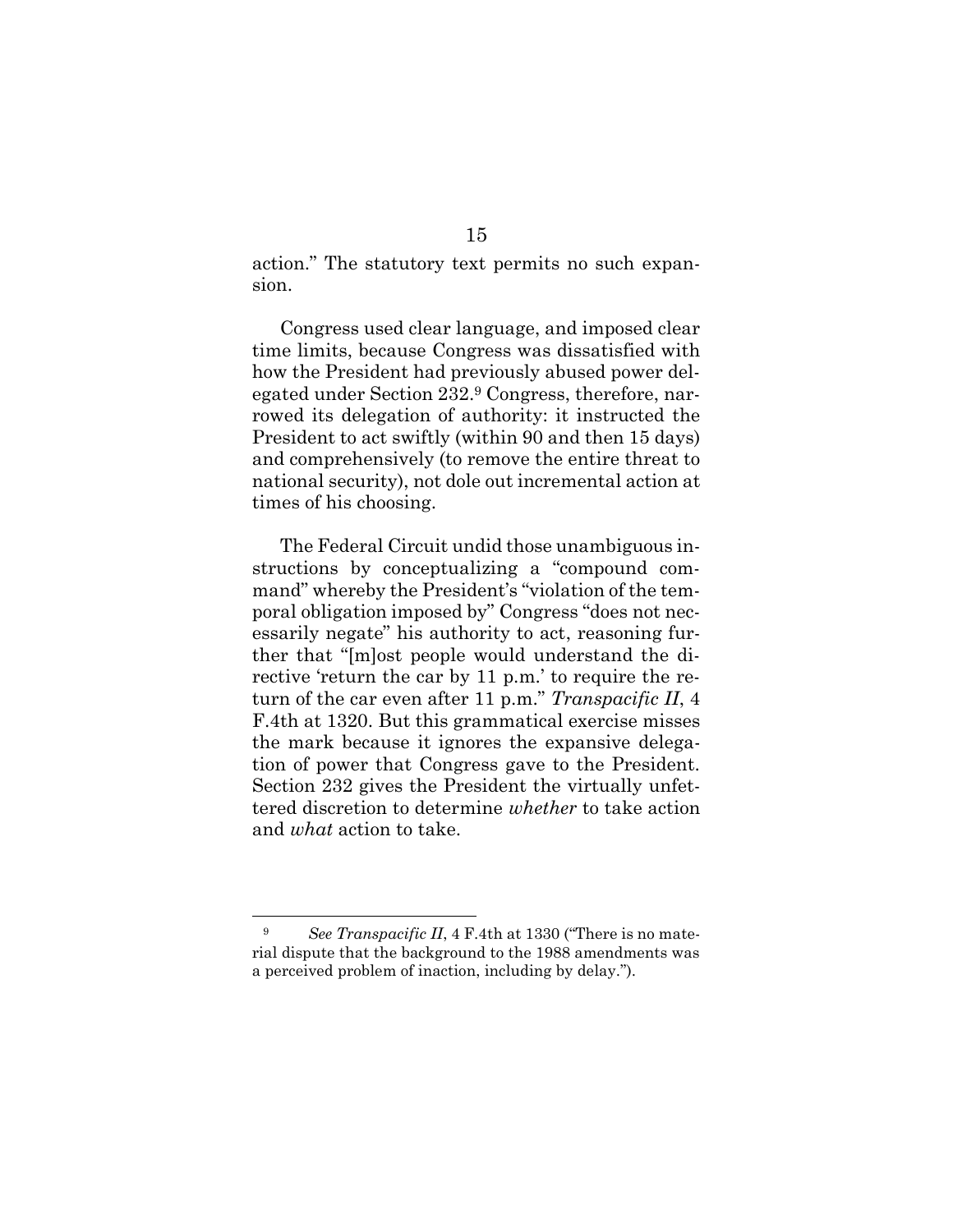action." The statutory text permits no such expansion.

Congress used clear language, and imposed clear time limits, because Congress was dissatisfied with how the President had previously abused power delegated under Section 232.[9] Congress, therefore, narrowed its delegation of authority: it instructed the President to act swiftly (within 90 and then 15 days) and comprehensively (to remove the entire threat to national security), not dole out incremental action at times of his choosing.

The Federal Circuit undid those unambiguous instructions by conceptualizing a "compound command" whereby the President's "violation of the temporal obligation imposed by" Congress "does not necessarily negate" his authority to act, reasoning further that "[m]ost people would understand the directive 'return the car by 11 p.m.' to require the return of the car even after 11 p.m." *Transpacific II*, 4 F.4th at 1320. But this grammatical exercise misses the mark because it ignores the expansive delegation of power that Congress gave to the President. Section 232 gives the President the virtually unfettered discretion to determine *whether* to take action and *what* action to take.

---

[9] *See Transpacific II*, 4 F.4th at 1330 ("There is no material dispute that the background to the 1988 amendments was a perceived problem of inaction, including by delay.").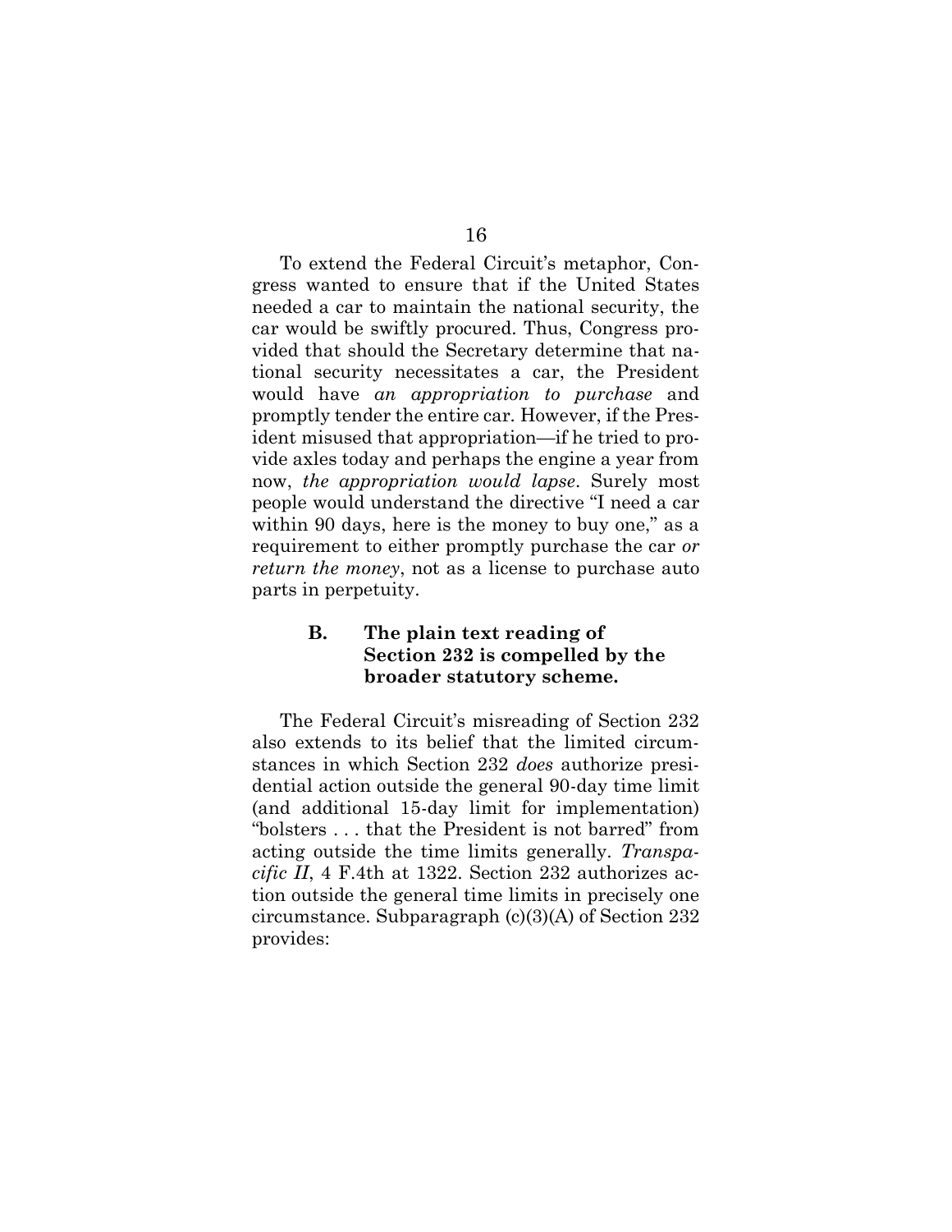To extend the Federal Circuit's metaphor, Congress wanted to ensure that if the United States needed a car to maintain the national security, the car would be swiftly procured. Thus, Congress provided that should the Secretary determine that national security necessitates a car, the President would have *an appropriation to purchase* and promptly tender the entire car. However, if the President misused that appropriation—if he tried to provide axles today and perhaps the engine a year from now, *the appropriation would lapse*. Surely most people would understand the directive "I need a car within 90 days, here is the money to buy one," as a requirement to either promptly purchase the car *or return the money*, not as a license to purchase auto parts in perpetuity.

### B. The plain text reading of Section 232 is compelled by the broader statutory scheme.

The Federal Circuit's misreading of Section 232 also extends to its belief that the limited circumstances in which Section 232 *does* authorize presidential action outside the general 90-day time limit (and additional 15-day limit for implementation) "bolsters . . . that the President is not barred" from acting outside the time limits generally. *Transpacific II*, 4 F.4th at 1322. Section 232 authorizes action outside the general time limits in precisely one circumstance. Subparagraph (c)(3)(A) of Section 232 provides: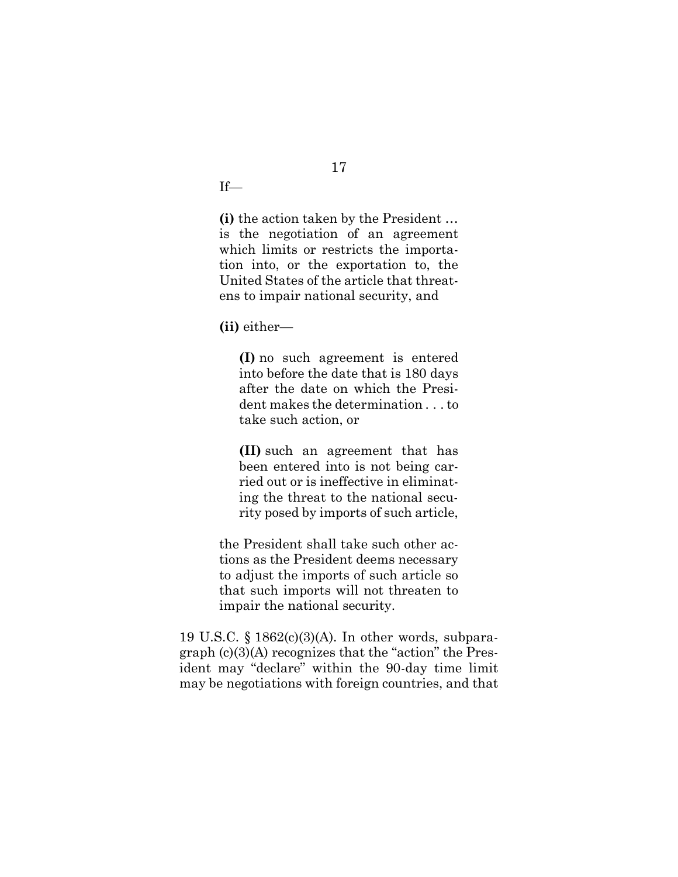If—

> **(i)** the action taken by the President … is the negotiation of an agreement which limits or restricts the importation into, or the exportation to, the United States of the article that threatens to impair national security, and
>
> **(ii)** either—
>
> > **(I)** no such agreement is entered into before the date that is 180 days after the date on which the President makes the determination . . . to take such action, or
> >
> > **(II)** such an agreement that has been entered into is not being carried out or is ineffective in eliminating the threat to the national security posed by imports of such article,
>
> the President shall take such other actions as the President deems necessary to adjust the imports of such article so that such imports will not threaten to impair the national security.

19 U.S.C. § 1862(c)(3)(A). In other words, subparagraph (c)(3)(A) recognizes that the "action" the President may "declare" within the 90-day time limit may be negotiations with foreign countries, and that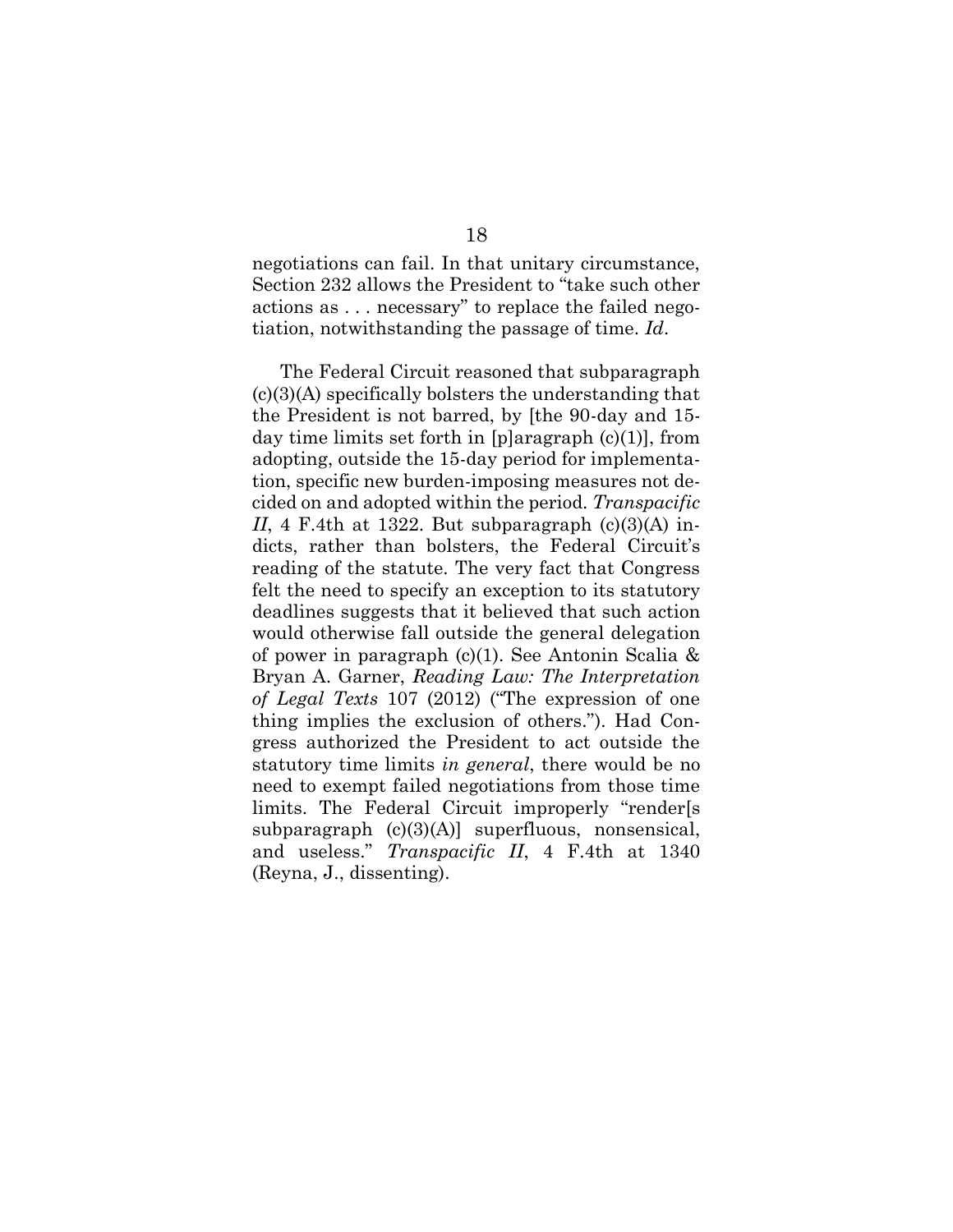negotiations can fail. In that unitary circumstance, Section 232 allows the President to "take such other actions as . . . necessary" to replace the failed negotiation, notwithstanding the passage of time. *Id*.

The Federal Circuit reasoned that subparagraph (c)(3)(A) specifically bolsters the understanding that the President is not barred, by [the 90-day and 15-day time limits set forth in [p]aragraph (c)(1)], from adopting, outside the 15-day period for implementation, specific new burden-imposing measures not decided on and adopted within the period. *Transpacific II*, 4 F.4th at 1322. But subparagraph (c)(3)(A) indicts, rather than bolsters, the Federal Circuit's reading of the statute. The very fact that Congress felt the need to specify an exception to its statutory deadlines suggests that it believed that such action would otherwise fall outside the general delegation of power in paragraph (c)(1). See Antonin Scalia & Bryan A. Garner, *Reading Law: The Interpretation of Legal Texts* 107 (2012) ("The expression of one thing implies the exclusion of others."). Had Congress authorized the President to act outside the statutory time limits *in general*, there would be no need to exempt failed negotiations from those time limits. The Federal Circuit improperly "render[s subparagraph (c)(3)(A)] superfluous, nonsensical, and useless." *Transpacific II*, 4 F.4th at 1340 (Reyna, J., dissenting).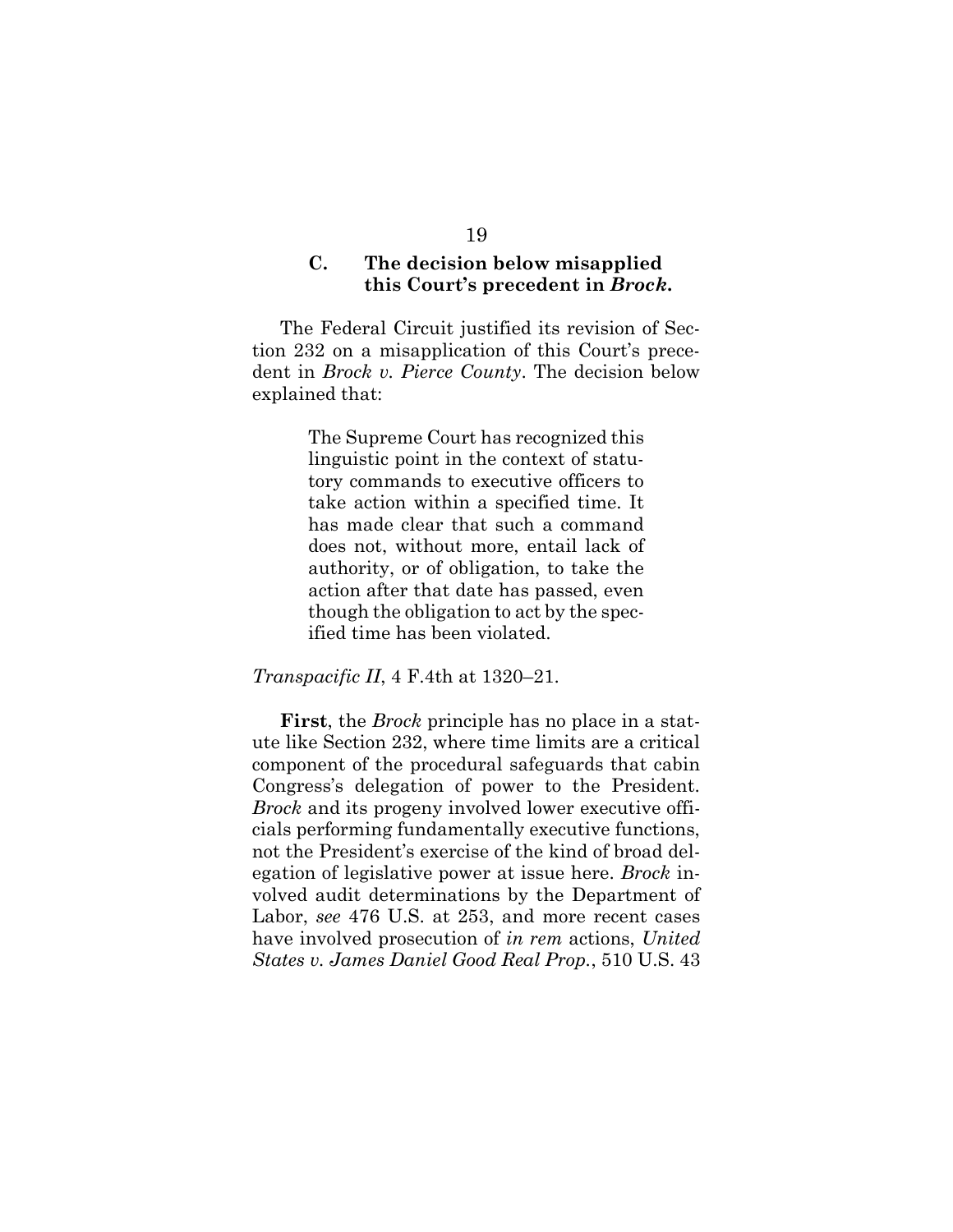### C. The decision below misapplied this Court's precedent in *Brock*.

The Federal Circuit justified its revision of Section 232 on a misapplication of this Court's precedent in *Brock v. Pierce County*. The decision below explained that:

> The Supreme Court has recognized this linguistic point in the context of statutory commands to executive officers to take action within a specified time. It has made clear that such a command does not, without more, entail lack of authority, or of obligation, to take the action after that date has passed, even though the obligation to act by the specified time has been violated.

*Transpacific II*, 4 F.4th at 1320–21.

**First**, the *Brock* principle has no place in a statute like Section 232, where time limits are a critical component of the procedural safeguards that cabin Congress's delegation of power to the President. *Brock* and its progeny involved lower executive officials performing fundamentally executive functions, not the President's exercise of the kind of broad delegation of legislative power at issue here. *Brock* involved audit determinations by the Department of Labor, *see* 476 U.S. at 253, and more recent cases have involved prosecution of *in rem* actions, *United States v. James Daniel Good Real Prop.*, 510 U.S. 43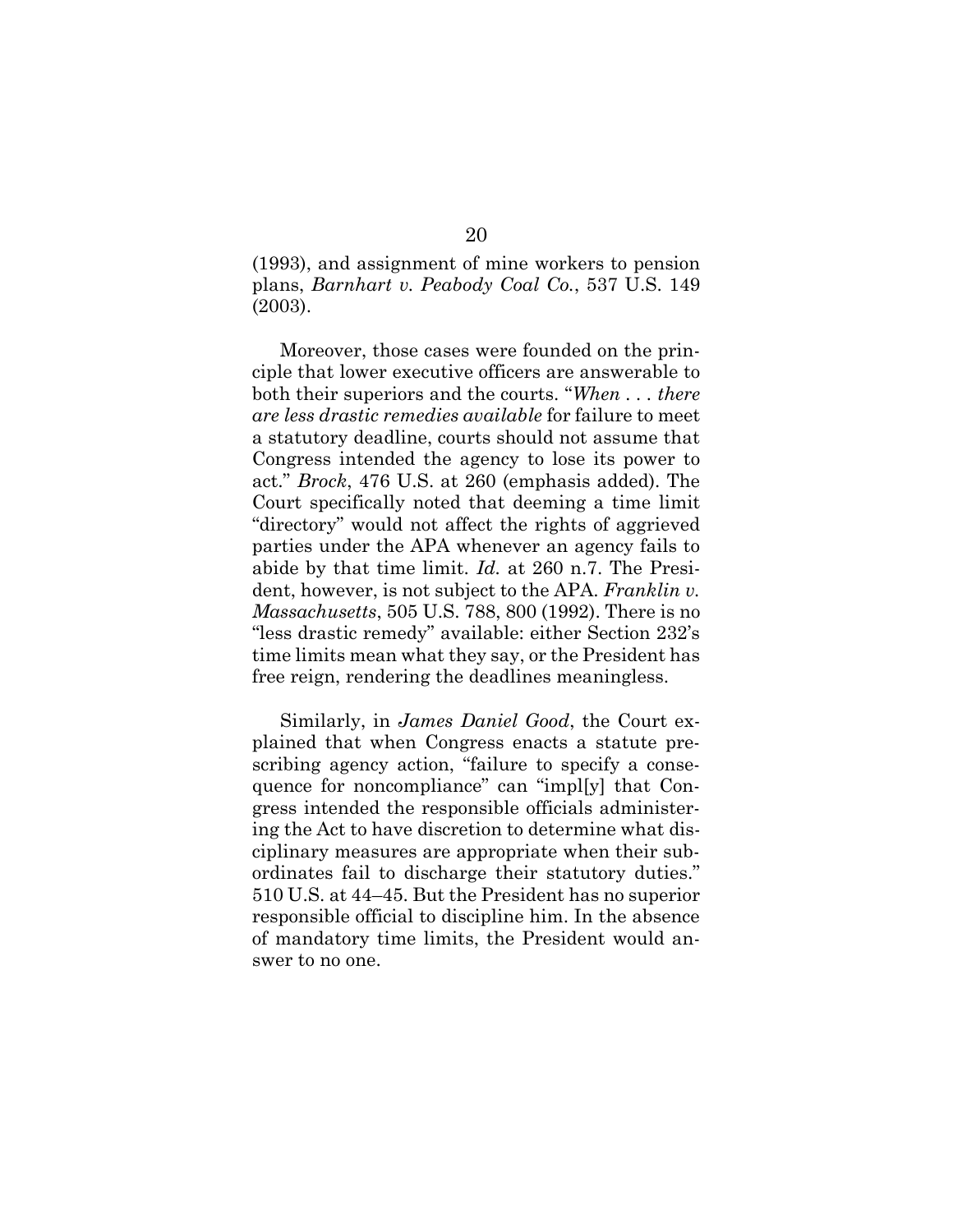(1993), and assignment of mine workers to pension plans, *Barnhart v. Peabody Coal Co.*, 537 U.S. 149 (2003).

Moreover, those cases were founded on the principle that lower executive officers are answerable to both their superiors and the courts. "*When . . . there are less drastic remedies available* for failure to meet a statutory deadline, courts should not assume that Congress intended the agency to lose its power to act." *Brock*, 476 U.S. at 260 (emphasis added). The Court specifically noted that deeming a time limit "directory" would not affect the rights of aggrieved parties under the APA whenever an agency fails to abide by that time limit. *Id.* at 260 n.7. The President, however, is not subject to the APA. *Franklin v. Massachusetts*, 505 U.S. 788, 800 (1992). There is no "less drastic remedy" available: either Section 232's time limits mean what they say, or the President has free reign, rendering the deadlines meaningless.

Similarly, in *James Daniel Good*, the Court explained that when Congress enacts a statute prescribing agency action, "failure to specify a consequence for noncompliance" can "impl[y] that Congress intended the responsible officials administering the Act to have discretion to determine what disciplinary measures are appropriate when their subordinates fail to discharge their statutory duties." 510 U.S. at 44–45. But the President has no superior responsible official to discipline him. In the absence of mandatory time limits, the President would answer to no one.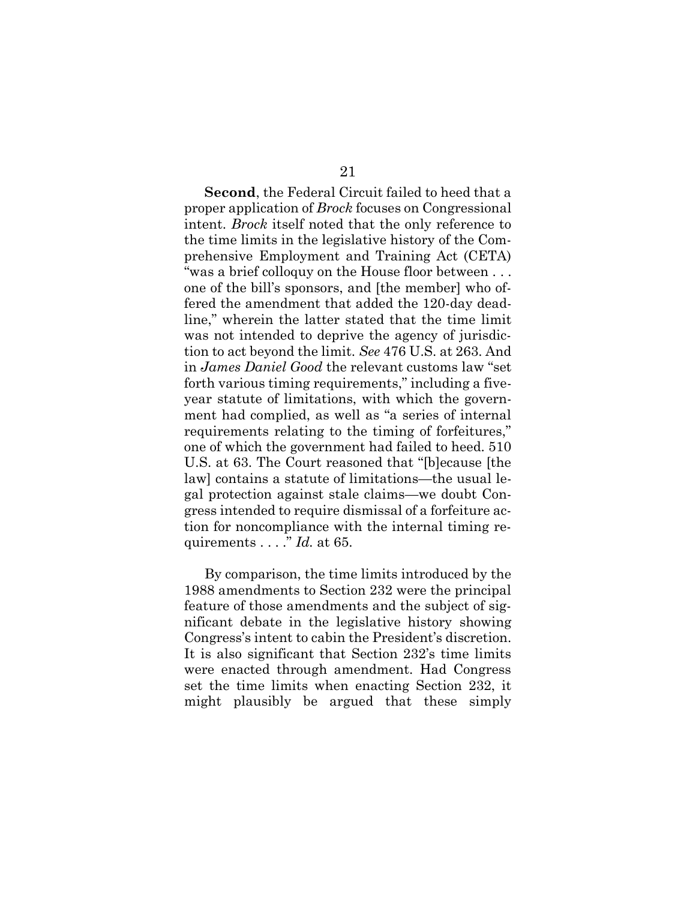**Second**, the Federal Circuit failed to heed that a proper application of *Brock* focuses on Congressional intent. *Brock* itself noted that the only reference to the time limits in the legislative history of the Comprehensive Employment and Training Act (CETA) "was a brief colloquy on the House floor between . . . one of the bill's sponsors, and [the member] who offered the amendment that added the 120-day deadline," wherein the latter stated that the time limit was not intended to deprive the agency of jurisdiction to act beyond the limit. *See* 476 U.S. at 263. And in *James Daniel Good* the relevant customs law "set forth various timing requirements," including a five-year statute of limitations, with which the government had complied, as well as "a series of internal requirements relating to the timing of forfeitures," one of which the government had failed to heed. 510 U.S. at 63. The Court reasoned that "[b]ecause [the law] contains a statute of limitations—the usual legal protection against stale claims—we doubt Congress intended to require dismissal of a forfeiture action for noncompliance with the internal timing requirements . . . ." *Id.* at 65.

By comparison, the time limits introduced by the 1988 amendments to Section 232 were the principal feature of those amendments and the subject of significant debate in the legislative history showing Congress's intent to cabin the President's discretion. It is also significant that Section 232's time limits were enacted through amendment. Had Congress set the time limits when enacting Section 232, it might plausibly be argued that these simply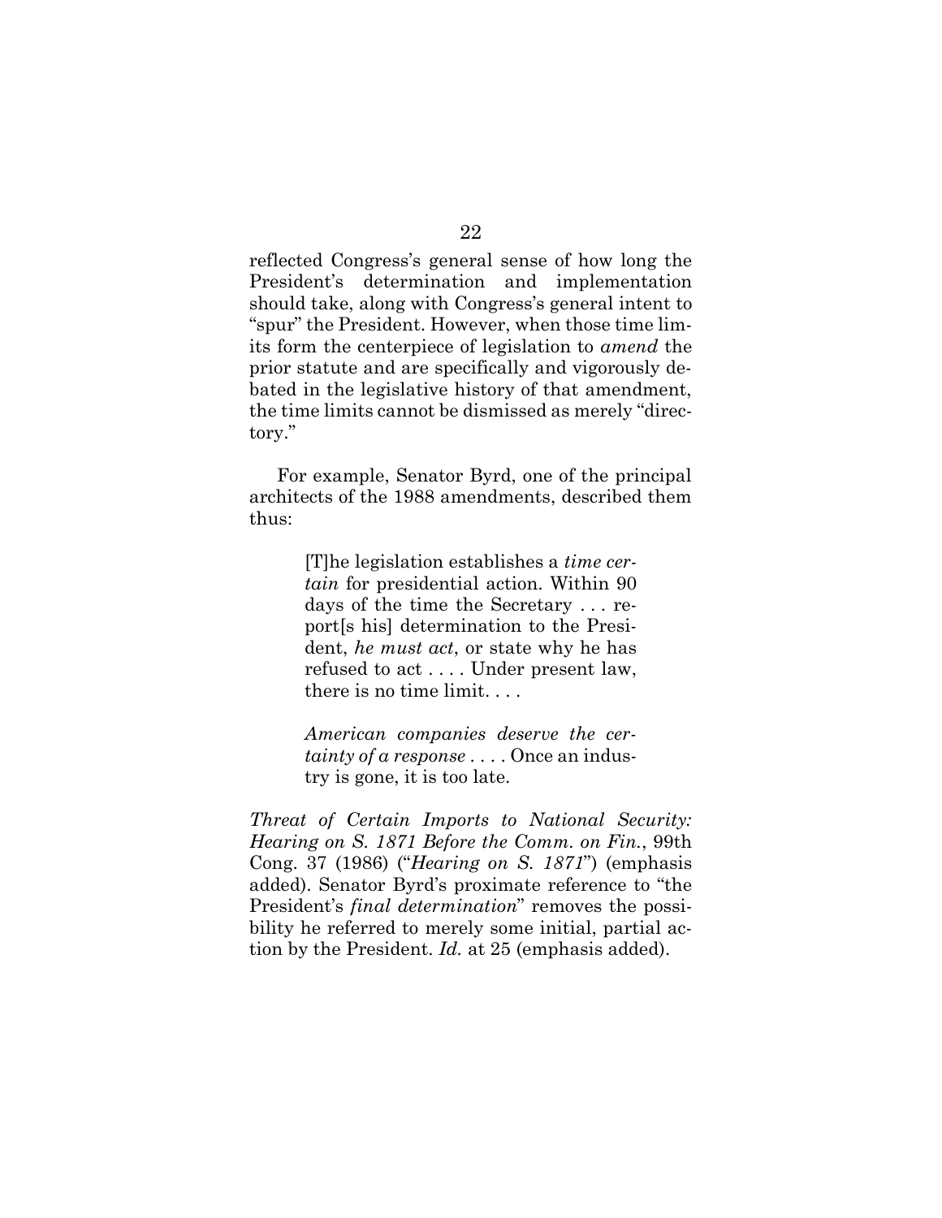reflected Congress's general sense of how long the President's determination and implementation should take, along with Congress's general intent to "spur" the President. However, when those time limits form the centerpiece of legislation to *amend* the prior statute and are specifically and vigorously debated in the legislative history of that amendment, the time limits cannot be dismissed as merely "directory."

For example, Senator Byrd, one of the principal architects of the 1988 amendments, described them thus:

> [T]he legislation establishes a *time certain* for presidential action. Within 90 days of the time the Secretary . . . report[s his] determination to the President, *he must act*, or state why he has refused to act . . . . Under present law, there is no time limit. . . .
>
> *American companies deserve the certainty of a response* . . . . Once an industry is gone, it is too late.

*Threat of Certain Imports to National Security: Hearing on S. 1871 Before the Comm. on Fin.*, 99th Cong. 37 (1986) ("*Hearing on S. 1871*") (emphasis added). Senator Byrd's proximate reference to "the President's *final determination*" removes the possibility he referred to merely some initial, partial action by the President. *Id.* at 25 (emphasis added).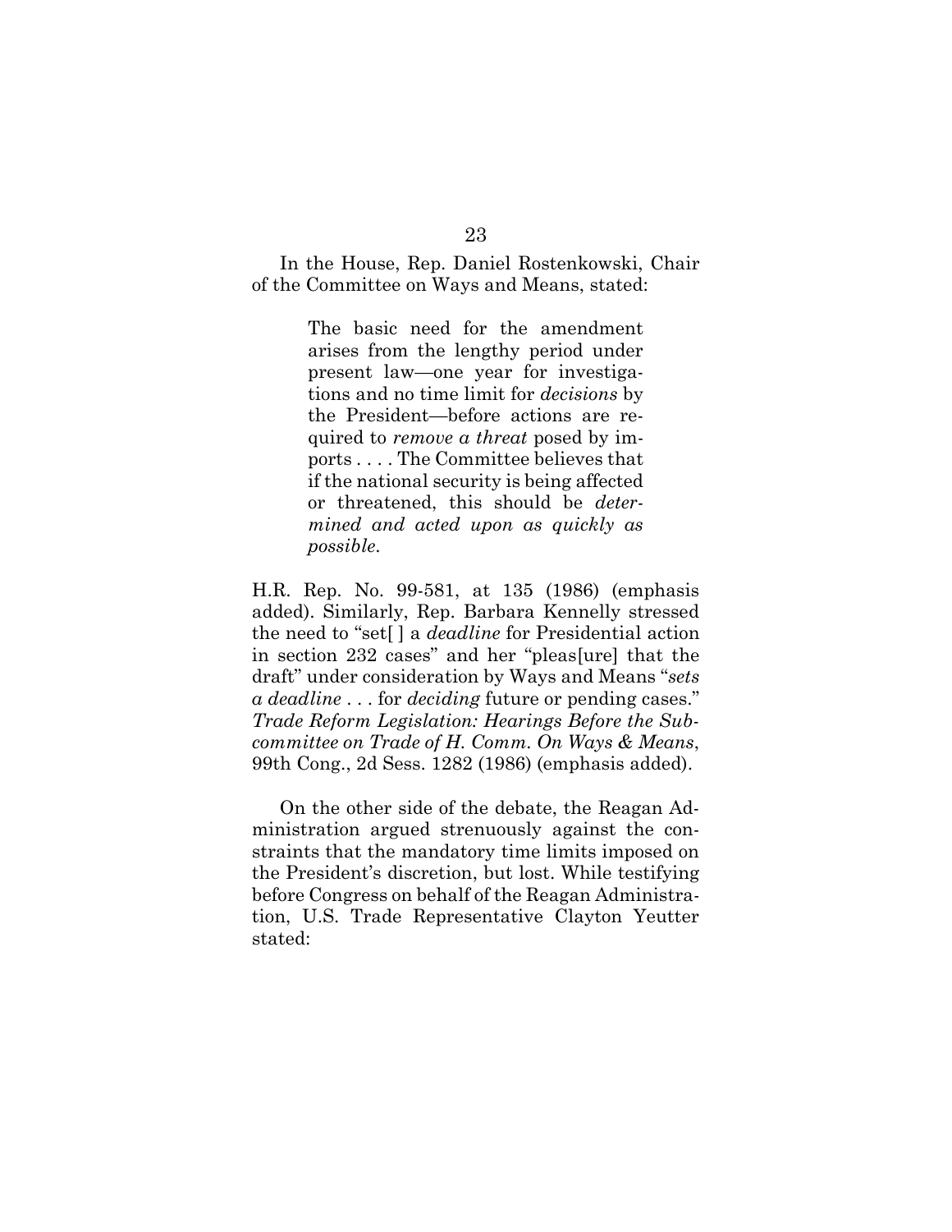In the House, Rep. Daniel Rostenkowski, Chair of the Committee on Ways and Means, stated:

> The basic need for the amendment arises from the lengthy period under present law—one year for investigations and no time limit for *decisions* by the President—before actions are required to *remove a threat* posed by imports . . . . The Committee believes that if the national security is being affected or threatened, this should be *determined and acted upon as quickly as possible*.

H.R. Rep. No. 99-581, at 135 (1986) (emphasis added). Similarly, Rep. Barbara Kennelly stressed the need to "set[ ] a *deadline* for Presidential action in section 232 cases" and her "pleas[ure] that the draft" under consideration by Ways and Means "*sets a deadline* . . . for *deciding* future or pending cases." *Trade Reform Legislation: Hearings Before the Subcommittee on Trade of H. Comm. On Ways & Means*, 99th Cong., 2d Sess. 1282 (1986) (emphasis added).

On the other side of the debate, the Reagan Administration argued strenuously against the constraints that the mandatory time limits imposed on the President's discretion, but lost. While testifying before Congress on behalf of the Reagan Administration, U.S. Trade Representative Clayton Yeutter stated: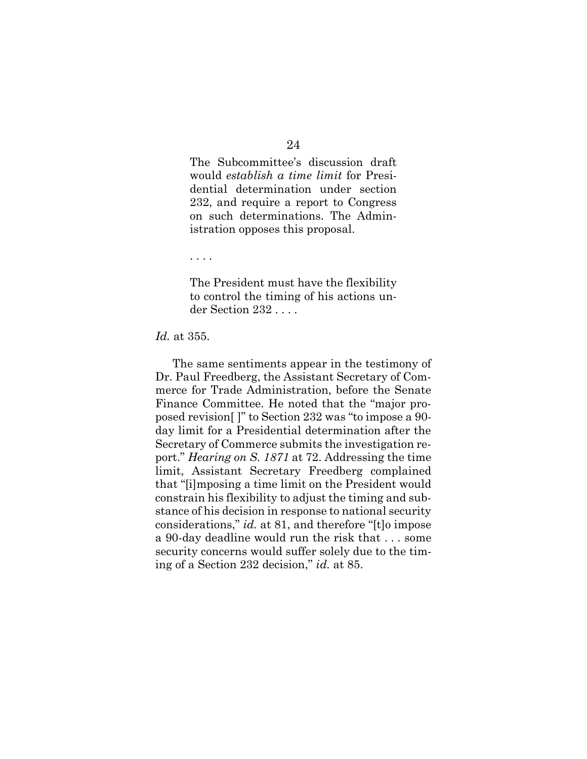> The Subcommittee's discussion draft would *establish a time limit* for Presidential determination under section 232, and require a report to Congress on such determinations. The Administration opposes this proposal.
>
> . . . .
>
> The President must have the flexibility to control the timing of his actions under Section 232 . . . .

*Id.* at 355.

The same sentiments appear in the testimony of Dr. Paul Freedberg, the Assistant Secretary of Commerce for Trade Administration, before the Senate Finance Committee. He noted that the "major proposed revision[ ]" to Section 232 was "to impose a 90-day limit for a Presidential determination after the Secretary of Commerce submits the investigation report." *Hearing on S. 1871* at 72. Addressing the time limit, Assistant Secretary Freedberg complained that "[i]mposing a time limit on the President would constrain his flexibility to adjust the timing and substance of his decision in response to national security considerations," *id.* at 81, and therefore "[t]o impose a 90-day deadline would run the risk that . . . some security concerns would suffer solely due to the timing of a Section 232 decision," *id.* at 85.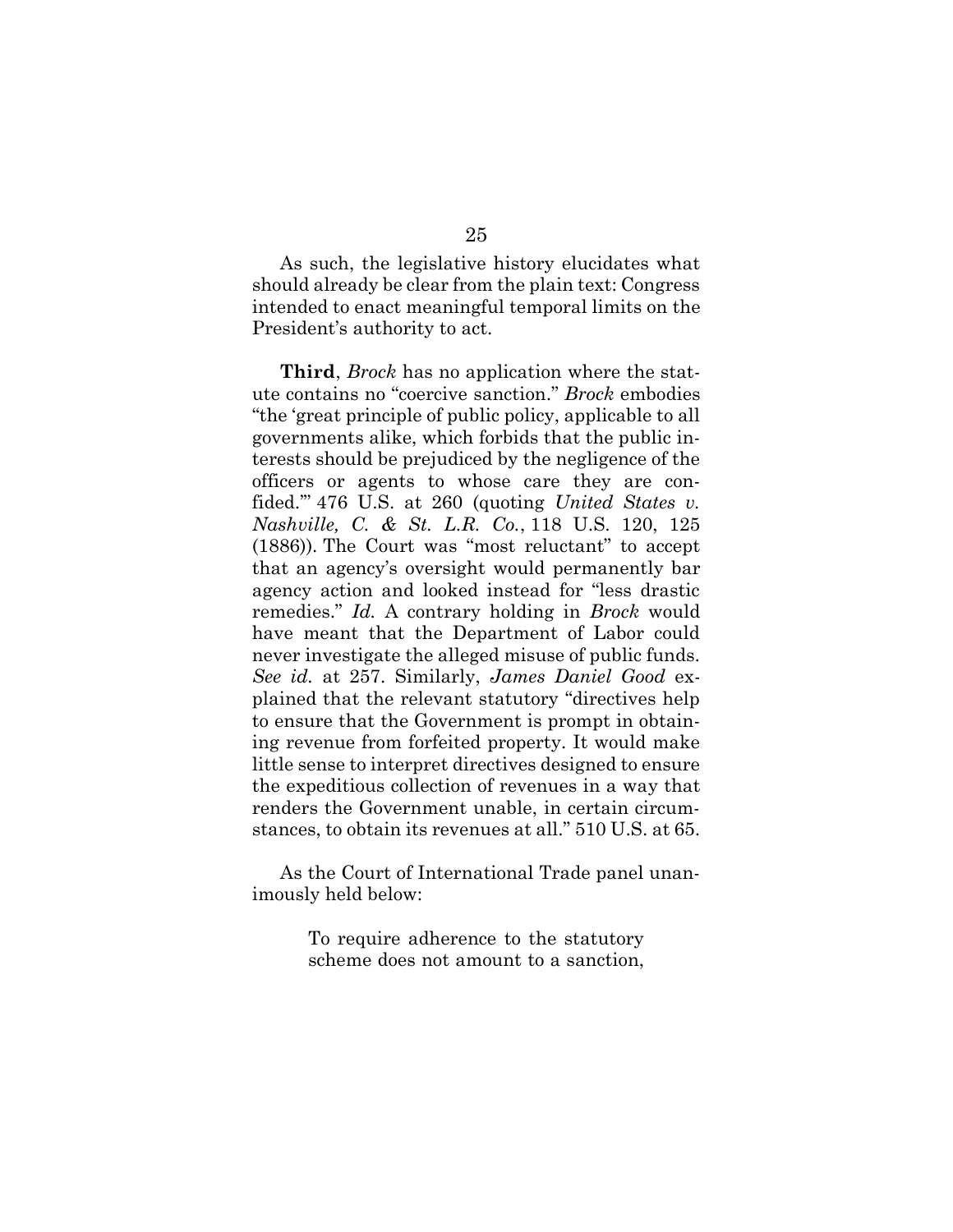As such, the legislative history elucidates what should already be clear from the plain text: Congress intended to enact meaningful temporal limits on the President's authority to act.

**Third**, *Brock* has no application where the statute contains no "coercive sanction." *Brock* embodies "the 'great principle of public policy, applicable to all governments alike, which forbids that the public interests should be prejudiced by the negligence of the officers or agents to whose care they are confided.'" 476 U.S. at 260 (quoting *United States v. Nashville, C. & St. L.R. Co.*, 118 U.S. 120, 125 (1886)). The Court was "most reluctant" to accept that an agency's oversight would permanently bar agency action and looked instead for "less drastic remedies." *Id.* A contrary holding in *Brock* would have meant that the Department of Labor could never investigate the alleged misuse of public funds. *See id.* at 257. Similarly, *James Daniel Good* explained that the relevant statutory "directives help to ensure that the Government is prompt in obtaining revenue from forfeited property. It would make little sense to interpret directives designed to ensure the expeditious collection of revenues in a way that renders the Government unable, in certain circumstances, to obtain its revenues at all." 510 U.S. at 65.

As the Court of International Trade panel unanimously held below:

> To require adherence to the statutory scheme does not amount to a sanction,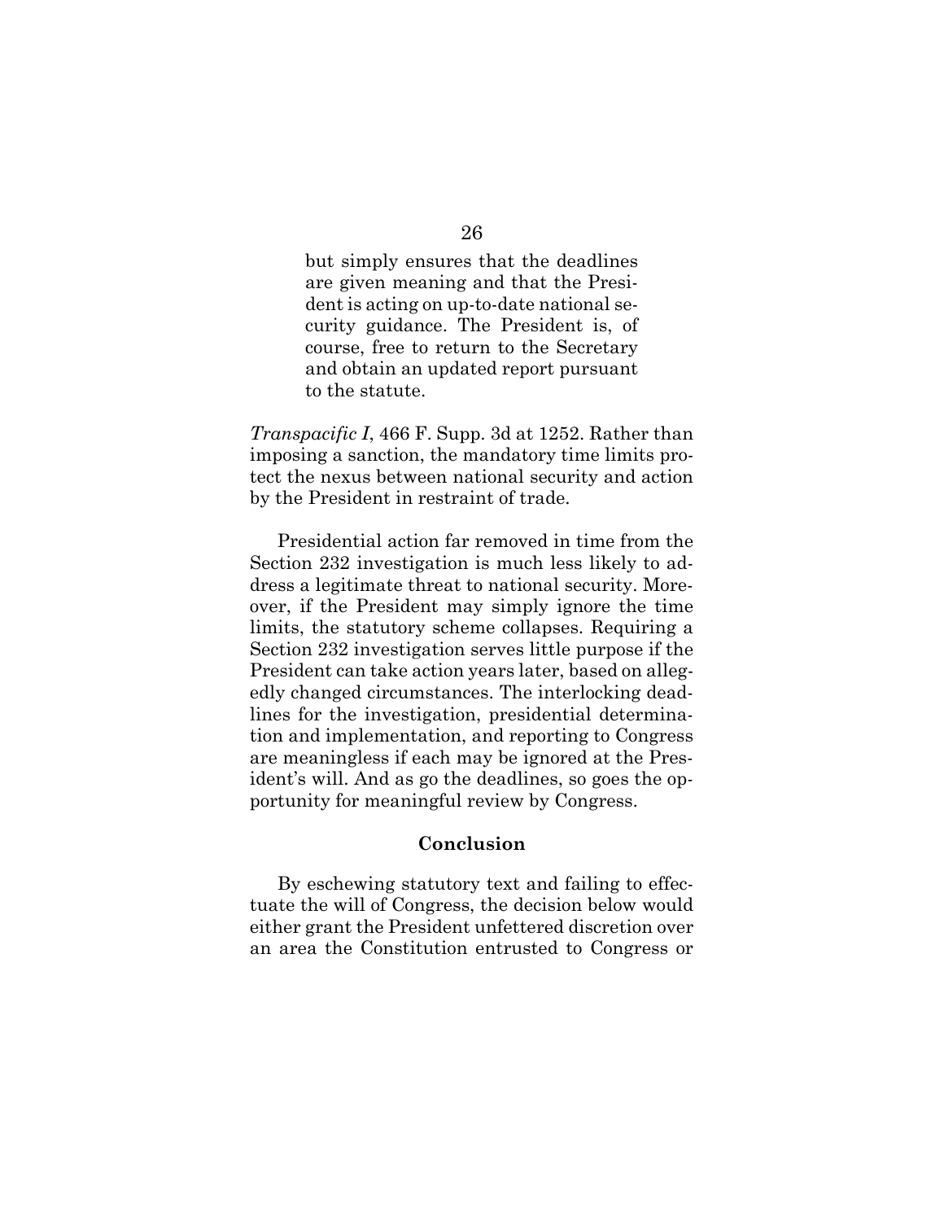> but simply ensures that the deadlines are given meaning and that the President is acting on up-to-date national security guidance. The President is, of course, free to return to the Secretary and obtain an updated report pursuant to the statute.

*Transpacific I*, 466 F. Supp. 3d at 1252. Rather than imposing a sanction, the mandatory time limits protect the nexus between national security and action by the President in restraint of trade.

Presidential action far removed in time from the Section 232 investigation is much less likely to address a legitimate threat to national security. Moreover, if the President may simply ignore the time limits, the statutory scheme collapses. Requiring a Section 232 investigation serves little purpose if the President can take action years later, based on allegedly changed circumstances. The interlocking deadlines for the investigation, presidential determination and implementation, and reporting to Congress are meaningless if each may be ignored at the President's will. And as go the deadlines, so goes the opportunity for meaningful review by Congress.

## Conclusion

By eschewing statutory text and failing to effectuate the will of Congress, the decision below would either grant the President unfettered discretion over an area the Constitution entrusted to Congress or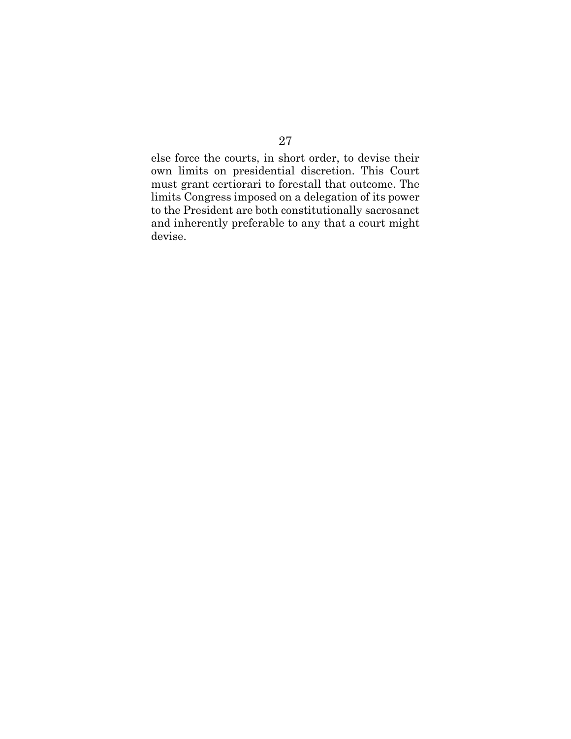else force the courts, in short order, to devise their own limits on presidential discretion. This Court must grant certiorari to forestall that outcome. The limits Congress imposed on a delegation of its power to the President are both constitutionally sacrosanct and inherently preferable to any that a court might devise.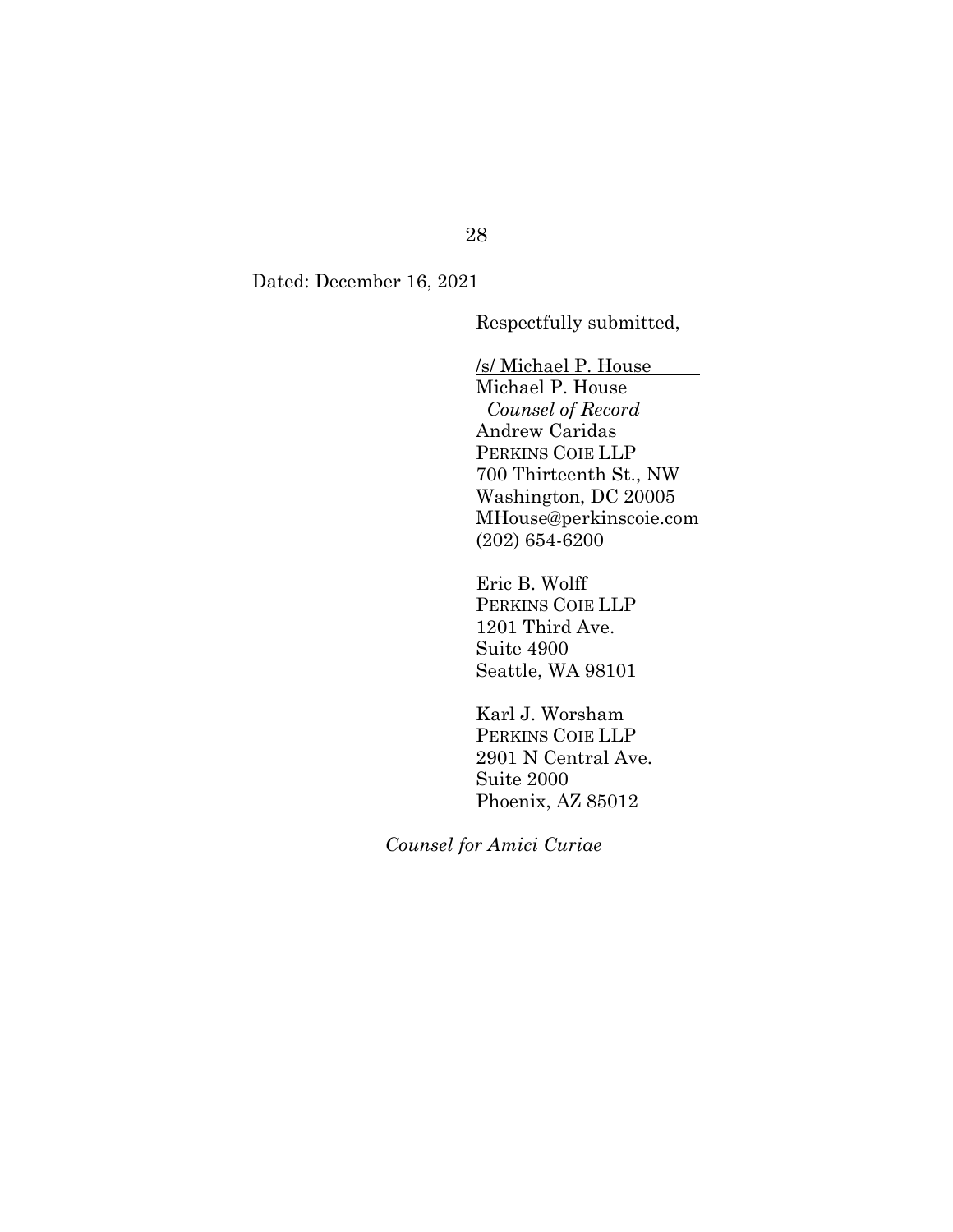Dated: December 16, 2021

Respectfully submitted,

/s/ Michael P. House
Michael P. House
*Counsel of Record*
Andrew Caridas
PERKINS COIE LLP
700 Thirteenth St., NW
Washington, DC 20005
MHouse@perkinscoie.com
(202) 654-6200

Eric B. Wolff
PERKINS COIE LLP
1201 Third Ave.
Suite 4900
Seattle, WA 98101

Karl J. Worsham
PERKINS COIE LLP
2901 N Central Ave.
Suite 2000
Phoenix, AZ 85012

*Counsel for Amici Curiae*